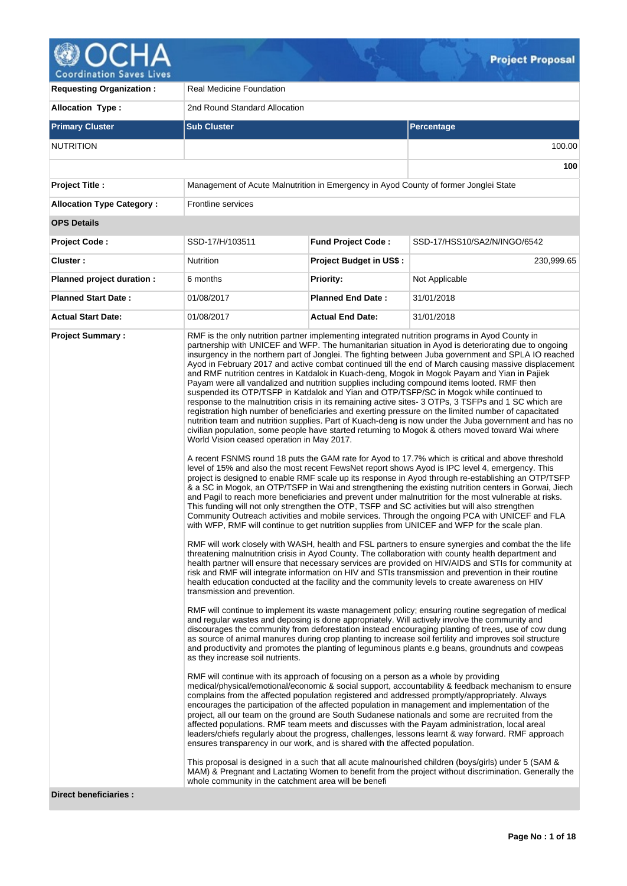# Project Proposal

| | | | |
|---|---|---|---|
| **Requesting Organization :** | Real Medicine Foundation | | |
| **Allocation Type :** | 2nd Round Standard Allocation | | |
| **Primary Cluster** | **Sub Cluster** | | **Percentage** |
| NUTRITION | | | 100.00 |
| | | | **100** |
| **Project Title :** | Management of Acute Malnutrition in Emergency in Ayod County of former Jonglei State | | |
| **Allocation Type Category :** | Frontline services | | |

**OPS Details**

| | | | |
|---|---|---|---|
| **Project Code :** | SSD-17/H/103511 | **Fund Project Code :** | SSD-17/HSS10/SA2/N/INGO/6542 |
| **Cluster :** | Nutrition | **Project Budget in US$ :** | 230,999.65 |
| **Planned project duration :** | 6 months | **Priority:** | Not Applicable |
| **Planned Start Date :** | 01/08/2017 | **Planned End Date :** | 31/01/2018 |
| **Actual Start Date:** | 01/08/2017 | **Actual End Date:** | 31/01/2018 |

**Project Summary :**

RMF is the only nutrition partner implementing integrated nutrition programs in Ayod County in partnership with UNICEF and WFP. The humanitarian situation in Ayod is deteriorating due to ongoing insurgency in the northern part of Jonglei. The fighting between Juba government and SPLA IO reached Ayod in February 2017 and active combat continued till the end of March causing massive displacement and RMF nutrition centres in Katdalok in Kuach-deng, Mogok in Mogok Payam and Yian in Pajiek Payam were all vandalized and nutrition supplies including compound items looted. RMF then suspended its OTP/TSFP in Katdalok and Yian and OTP/TSFP/SC in Mogok while continued to response to the malnutrition crisis in its remaining active sites- 3 OTPs, 3 TSFPs and 1 SC which are registration high number of beneficiaries and exerting pressure on the limited number of capacitated nutrition team and nutrition supplies. Part of Kuach-deng is now under the Juba government and has no civilian population, some people have started returning to Mogok & others moved toward Wai where World Vision ceased operation in May 2017.

A recent FSNMS round 18 puts the GAM rate for Ayod to 17.7% which is critical and above threshold level of 15% and also the most recent FewsNet report shows Ayod is IPC level 4, emergency. This project is designed to enable RMF scale up its response in Ayod through re-establishing an OTP/TSFP & a SC in Mogok, an OTP/TSFP in Wai and strengthening the existing nutrition centers in Gorwai, Jiech and Pagil to reach more beneficiaries and prevent under malnutrition for the most vulnerable at risks. This funding will not only strengthen the OTP, TSFP and SC activities but will also strengthen Community Outreach activities and mobile services. Through the ongoing PCA with UNICEF and FLA with WFP, RMF will continue to get nutrition supplies from UNICEF and WFP for the scale plan.

RMF will work closely with WASH, health and FSL partners to ensure synergies and combat the the life threatening malnutrition crisis in Ayod County. The collaboration with county health department and health partner will ensure that necessary services are provided on HIV/AIDS and STIs for community at risk and RMF will integrate information on HIV and STIs transmission and prevention in their routine health education conducted at the facility and the community levels to create awareness on HIV transmission and prevention.

RMF will continue to implement its waste management policy; ensuring routine segregation of medical and regular wastes and deposing is done appropriately. Will actively involve the community and discourages the community from deforestation instead encouraging planting of trees, use of cow dung as source of animal manures during crop planting to increase soil fertility and improves soil structure and productivity and promotes the planting of leguminous plants e.g beans, groundnuts and cowpeas as they increase soil nutrients.

RMF will continue with its approach of focusing on a person as a whole by providing medical/physical/emotional/economic & social support, accountability & feedback mechanism to ensure complains from the affected population registered and addressed promptly/appropriately. Always encourages the participation of the affected population in management and implementation of the project, all our team on the ground are South Sudanese nationals and some are recruited from the affected populations. RMF team meets and discusses with the Payam administration, local areal leaders/chiefs regularly about the progress, challenges, lessons learnt & way forward. RMF approach ensures transparency in our work, and is shared with the affected population.

This proposal is designed in a such that all acute malnourished children (boys/girls) under 5 (SAM & MAM) & Pregnant and Lactating Women to benefit from the project without discrimination. Generally the whole community in the catchment area will be benefi

**Direct beneficiaries :**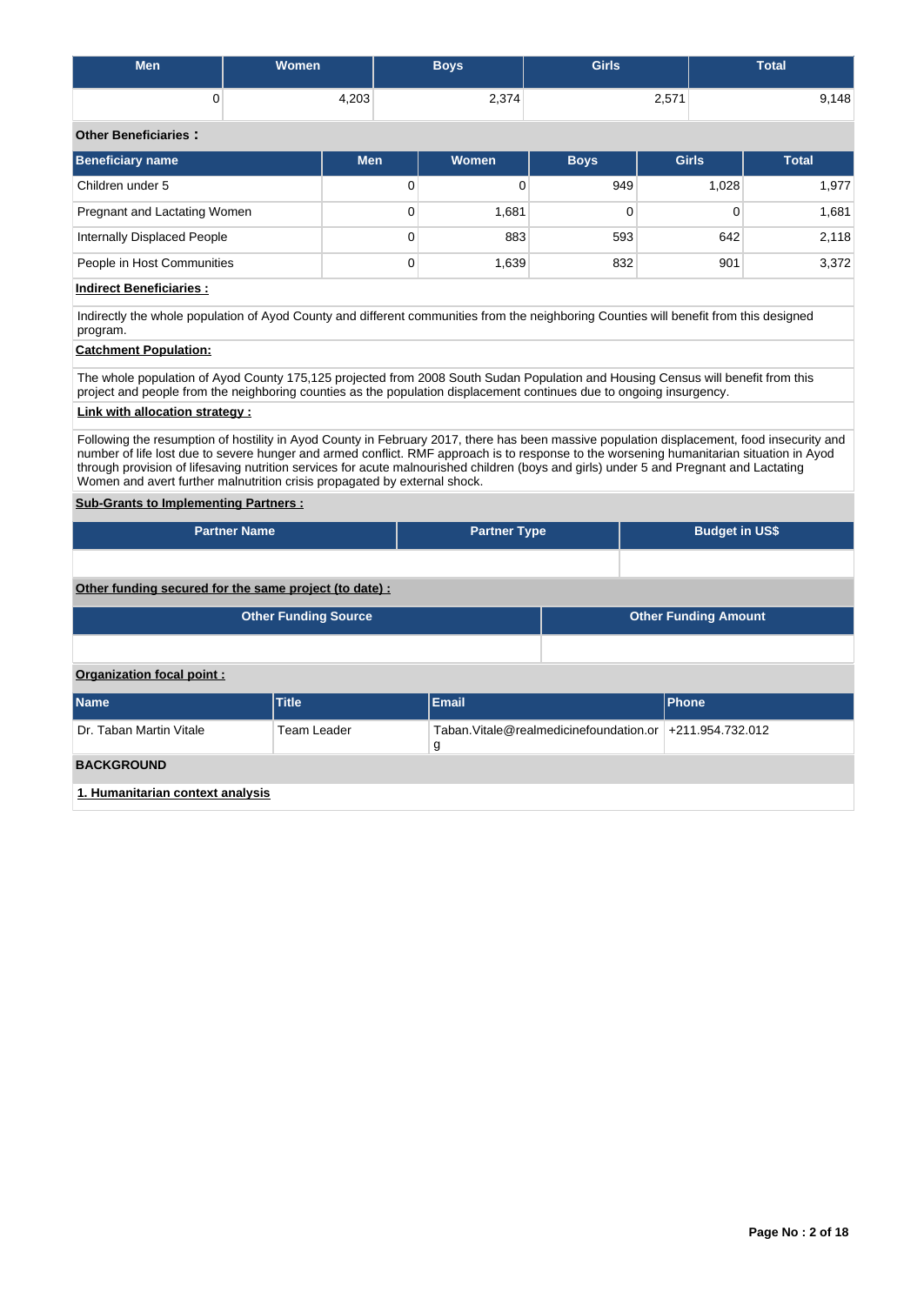| Men | Women | Boys | Girls | Total |
|---|---|---|---|---|
| 0 | 4,203 | 2,374 | 2,571 | 9,148 |

**Other Beneficiaries :**

| Beneficiary name | Men | Women | Boys | Girls | Total |
|---|---|---|---|---|---|
| Children under 5 | 0 | 0 | 949 | 1,028 | 1,977 |
| Pregnant and Lactating Women | 0 | 1,681 | 0 | 0 | 1,681 |
| Internally Displaced People | 0 | 883 | 593 | 642 | 2,118 |
| People in Host Communities | 0 | 1,639 | 832 | 901 | 3,372 |

**Indirect Beneficiaries :**

Indirectly the whole population of Ayod County and different communities from the neighboring Counties will benefit from this designed program.

**Catchment Population:**

The whole population of Ayod County 175,125 projected from 2008 South Sudan Population and Housing Census will benefit from this project and people from the neighboring counties as the population displacement continues due to ongoing insurgency.

**Link with allocation strategy :**

Following the resumption of hostility in Ayod County in February 2017, there has been massive population displacement, food insecurity and number of life lost due to severe hunger and armed conflict. RMF approach is to response to the worsening humanitarian situation in Ayod through provision of lifesaving nutrition services for acute malnourished children (boys and girls) under 5 and Pregnant and Lactating Women and avert further malnutrition crisis propagated by external shock.

**Sub-Grants to Implementing Partners :**

| Partner Name | Partner Type | Budget in US$ |
|---|---|---|
| | | |

**Other funding secured for the same project (to date) :**

| Other Funding Source | Other Funding Amount |
|---|---|
| | |

**Organization focal point :**

| Name | Title | Email | Phone |
|---|---|---|---|
| Dr. Taban Martin Vitale | Team Leader | Taban.Vitale@realmedicinefoundation.org | +211.954.732.012 |

**BACKGROUND**

**1. Humanitarian context analysis**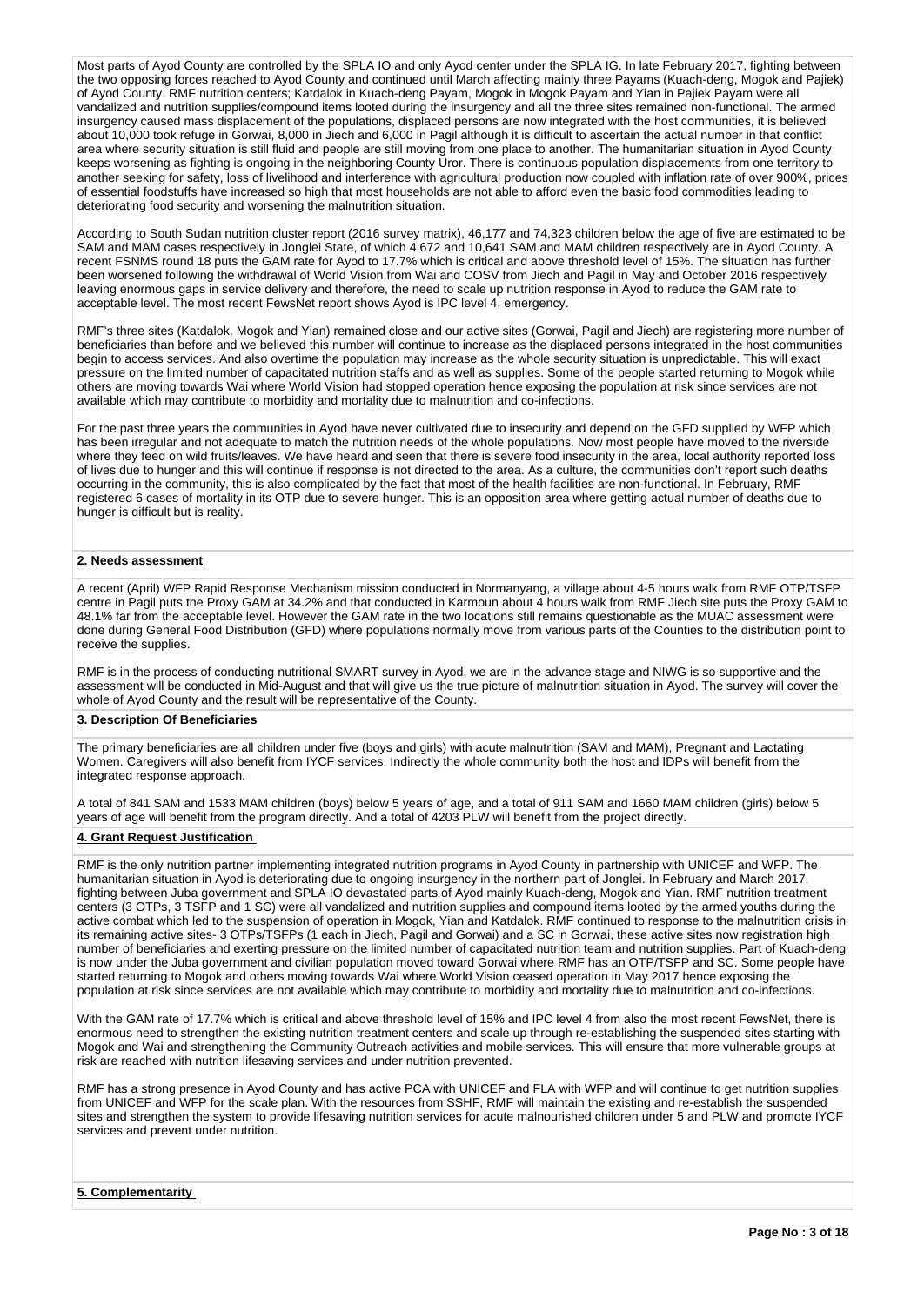Most parts of Ayod County are controlled by the SPLA IO and only Ayod center under the SPLA IG. In late February 2017, fighting between the two opposing forces reached to Ayod County and continued until March affecting mainly three Payams (Kuach-deng, Mogok and Pajiek) of Ayod County. RMF nutrition centers; Katdalok in Kuach-deng Payam, Mogok in Mogok Payam and Yian in Pajiek Payam were all vandalized and nutrition supplies/compound items looted during the insurgency and all the three sites remained non-functional. The armed insurgency caused mass displacement of the populations, displaced persons are now integrated with the host communities, it is believed about 10,000 took refuge in Gorwai, 8,000 in Jiech and 6,000 in Pagil although it is difficult to ascertain the actual number in that conflict area where security situation is still fluid and people are still moving from one place to another. The humanitarian situation in Ayod County keeps worsening as fighting is ongoing in the neighboring County Uror. There is continuous population displacements from one territory to another seeking for safety, loss of livelihood and interference with agricultural production now coupled with inflation rate of over 900%, prices of essential foodstuffs have increased so high that most households are not able to afford even the basic food commodities leading to deteriorating food security and worsening the malnutrition situation.

According to South Sudan nutrition cluster report (2016 survey matrix), 46,177 and 74,323 children below the age of five are estimated to be SAM and MAM cases respectively in Jonglei State, of which 4,672 and 10,641 SAM and MAM children respectively are in Ayod County. A recent FSNMS round 18 puts the GAM rate for Ayod to 17.7% which is critical and above threshold level of 15%. The situation has further been worsened following the withdrawal of World Vision from Wai and COSV from Jiech and Pagil in May and October 2016 respectively leaving enormous gaps in service delivery and therefore, the need to scale up nutrition response in Ayod to reduce the GAM rate to acceptable level. The most recent FewsNet report shows Ayod is IPC level 4, emergency.

RMF's three sites (Katdalok, Mogok and Yian) remained close and our active sites (Gorwai, Pagil and Jiech) are registering more number of beneficiaries than before and we believed this number will continue to increase as the displaced persons integrated in the host communities begin to access services. And also overtime the population may increase as the whole security situation is unpredictable. This will exact pressure on the limited number of capacitated nutrition staffs and as well as supplies. Some of the people started returning to Mogok while others are moving towards Wai where World Vision had stopped operation hence exposing the population at risk since services are not available which may contribute to morbidity and mortality due to malnutrition and co-infections.

For the past three years the communities in Ayod have never cultivated due to insecurity and depend on the GFD supplied by WFP which has been irregular and not adequate to match the nutrition needs of the whole populations. Now most people have moved to the riverside where they feed on wild fruits/leaves. We have heard and seen that there is severe food insecurity in the area, local authority reported loss of lives due to hunger and this will continue if response is not directed to the area. As a culture, the communities don't report such deaths occurring in the community, this is also complicated by the fact that most of the health facilities are non-functional. In February, RMF registered 6 cases of mortality in its OTP due to severe hunger. This is an opposition area where getting actual number of deaths due to hunger is difficult but is reality.

## 2. Needs assessment

A recent (April) WFP Rapid Response Mechanism mission conducted in Normanyang, a village about 4-5 hours walk from RMF OTP/TSFP centre in Pagil puts the Proxy GAM at 34.2% and that conducted in Karmoun about 4 hours walk from RMF Jiech site puts the Proxy GAM to 48.1% far from the acceptable level. However the GAM rate in the two locations still remains questionable as the MUAC assessment were done during General Food Distribution (GFD) where populations normally move from various parts of the Counties to the distribution point to receive the supplies.

RMF is in the process of conducting nutritional SMART survey in Ayod, we are in the advance stage and NIWG is so supportive and the assessment will be conducted in Mid-August and that will give us the true picture of malnutrition situation in Ayod. The survey will cover the whole of Ayod County and the result will be representative of the County.

## 3. Description Of Beneficiaries

The primary beneficiaries are all children under five (boys and girls) with acute malnutrition (SAM and MAM), Pregnant and Lactating Women. Caregivers will also benefit from IYCF services. Indirectly the whole community both the host and IDPs will benefit from the integrated response approach.

A total of 841 SAM and 1533 MAM children (boys) below 5 years of age, and a total of 911 SAM and 1660 MAM children (girls) below 5 years of age will benefit from the program directly. And a total of 4203 PLW will benefit from the project directly.

## 4. Grant Request Justification

RMF is the only nutrition partner implementing integrated nutrition programs in Ayod County in partnership with UNICEF and WFP. The humanitarian situation in Ayod is deteriorating due to ongoing insurgency in the northern part of Jonglei. In February and March 2017, fighting between Juba government and SPLA IO devastated parts of Ayod mainly Kuach-deng, Mogok and Yian. RMF nutrition treatment centers (3 OTPs, 3 TSFP and 1 SC) were all vandalized and nutrition supplies and compound items looted by the armed youths during the active combat which led to the suspension of operation in Mogok, Yian and Katdalok. RMF continued to response to the malnutrition crisis in its remaining active sites- 3 OTPs/TSFPs (1 each in Jiech, Pagil and Gorwai) and a SC in Gorwai, these active sites now registration high number of beneficiaries and exerting pressure on the limited number of capacitated nutrition team and nutrition supplies. Part of Kuach-deng is now under the Juba government and civilian population moved toward Gorwai where RMF has an OTP/TSFP and SC. Some people have started returning to Mogok and others moving towards Wai where World Vision ceased operation in May 2017 hence exposing the population at risk since services are not available which may contribute to morbidity and mortality due to malnutrition and co-infections.

With the GAM rate of 17.7% which is critical and above threshold level of 15% and IPC level 4 from also the most recent FewsNet, there is enormous need to strengthen the existing nutrition treatment centers and scale up through re-establishing the suspended sites starting with Mogok and Wai and strengthening the Community Outreach activities and mobile services. This will ensure that more vulnerable groups at risk are reached with nutrition lifesaving services and under nutrition prevented.

RMF has a strong presence in Ayod County and has active PCA with UNICEF and FLA with WFP and will continue to get nutrition supplies from UNICEF and WFP for the scale plan. With the resources from SSHF, RMF will maintain the existing and re-establish the suspended sites and strengthen the system to provide lifesaving nutrition services for acute malnourished children under 5 and PLW and promote IYCF services and prevent under nutrition.

## 5. Complementarity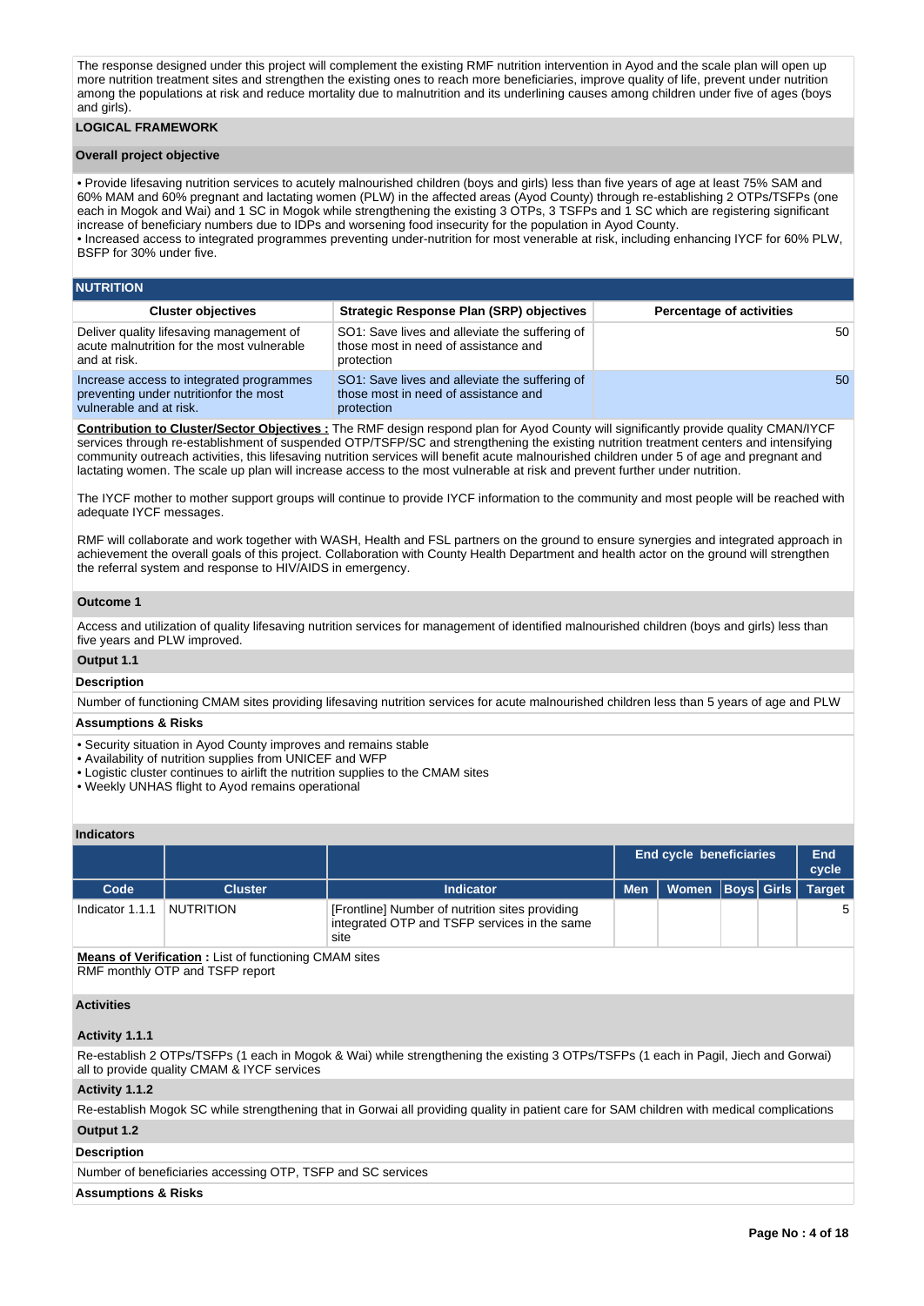The response designed under this project will complement the existing RMF nutrition intervention in Ayod and the scale plan will open up more nutrition treatment sites and strengthen the existing ones to reach more beneficiaries, improve quality of life, prevent under nutrition among the populations at risk and reduce mortality due to malnutrition and its underlining causes among children under five of ages (boys and girls).

## LOGICAL FRAMEWORK

### Overall project objective

• Provide lifesaving nutrition services to acutely malnourished children (boys and girls) less than five years of age at least 75% SAM and 60% MAM and 60% pregnant and lactating women (PLW) in the affected areas (Ayod County) through re-establishing 2 OTPs/TSFPs (one each in Mogok and Wai) and 1 SC in Mogok while strengthening the existing 3 OTPs, 3 TSFPs and 1 SC which are registering significant increase of beneficiary numbers due to IDPs and worsening food insecurity for the population in Ayod County.
• Increased access to integrated programmes preventing under-nutrition for most venerable at risk, including enhancing IYCF for 60% PLW, BSFP for 30% under five.

### NUTRITION

| Cluster objectives | Strategic Response Plan (SRP) objectives | Percentage of activities |
|---|---|---|
| Deliver quality lifesaving management of acute malnutrition for the most vulnerable and at risk. | SO1: Save lives and alleviate the suffering of those most in need of assistance and protection | 50 |
| Increase access to integrated programmes preventing under nutritionfor the most vulnerable and at risk. | SO1: Save lives and alleviate the suffering of those most in need of assistance and protection | 50 |

**Contribution to Cluster/Sector Objectives :** The RMF design respond plan for Ayod County will significantly provide quality CMAN/IYCF services through re-establishment of suspended OTP/TSFP/SC and strengthening the existing nutrition treatment centers and intensifying community outreach activities, this lifesaving nutrition services will benefit acute malnourished children under 5 of age and pregnant and lactating women. The scale up plan will increase access to the most vulnerable at risk and prevent further under nutrition.

The IYCF mother to mother support groups will continue to provide IYCF information to the community and most people will be reached with adequate IYCF messages.

RMF will collaborate and work together with WASH, Health and FSL partners on the ground to ensure synergies and integrated approach in achievement the overall goals of this project. Collaboration with County Health Department and health actor on the ground will strengthen the referral system and response to HIV/AIDS in emergency.

### Outcome 1

Access and utilization of quality lifesaving nutrition services for management of identified malnourished children (boys and girls) less than five years and PLW improved.

### Output 1.1

**Description**

Number of functioning CMAM sites providing lifesaving nutrition services for acute malnourished children less than 5 years of age and PLW

**Assumptions & Risks**

• Security situation in Ayod County improves and remains stable
• Availability of nutrition supplies from UNICEF and WFP
• Logistic cluster continues to airlift the nutrition supplies to the CMAM sites
• Weekly UNHAS flight to Ayod remains operational

**Indicators**

| | | | End cycle beneficiaries | | | | End cycle |
|---|---|---|---|---|---|---|---|
| Code | Cluster | Indicator | Men | Women | Boys | Girls | Target |
| Indicator 1.1.1 | NUTRITION | [Frontline] Number of nutrition sites providing integrated OTP and TSFP services in the same site | | | | | 5 |

**Means of Verification :** List of functioning CMAM sites
RMF monthly OTP and TSFP report

**Activities**

**Activity 1.1.1**

Re-establish 2 OTPs/TSFPs (1 each in Mogok & Wai) while strengthening the existing 3 OTPs/TSFPs (1 each in Pagil, Jiech and Gorwai) all to provide quality CMAM & IYCF services

**Activity 1.1.2**

Re-establish Mogok SC while strengthening that in Gorwai all providing quality in patient care for SAM children with medical complications

### Output 1.2

**Description**

Number of beneficiaries accessing OTP, TSFP and SC services

**Assumptions & Risks**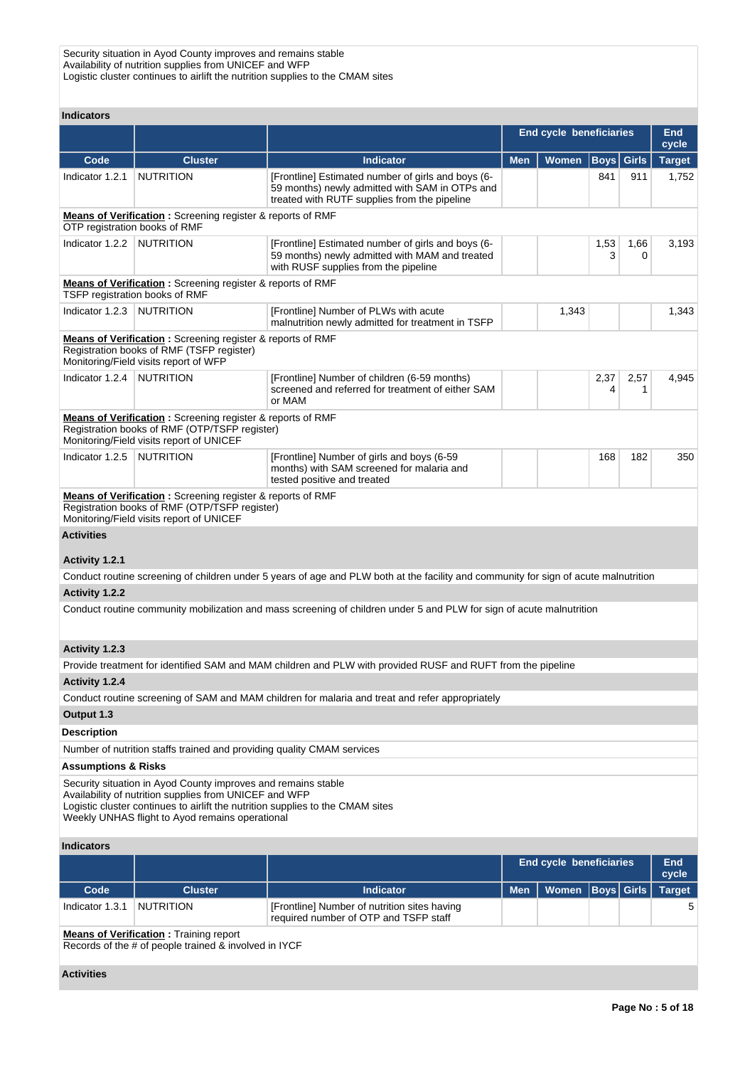Security situation in Ayod County improves and remains stable
Availability of nutrition supplies from UNICEF and WFP
Logistic cluster continues to airlift the nutrition supplies to the CMAM sites

**Indicators**

| | | | End cycle beneficiaries | | | | End cycle |
|---|---|---|---|---|---|---|---|
| **Code** | **Cluster** | **Indicator** | **Men** | **Women** | **Boys** | **Girls** | **Target** |
| Indicator 1.2.1 | NUTRITION | [Frontline] Estimated number of girls and boys (6-59 months) newly admitted with SAM in OTPs and treated with RUTF supplies from the pipeline | | | 841 | 911 | 1,752 |

**Means of Verification :** Screening register & reports of RMF
OTP registration books of RMF

| | | | | | | | |
|---|---|---|---|---|---|---|---|
| Indicator 1.2.2 | NUTRITION | [Frontline] Estimated number of girls and boys (6-59 months) newly admitted with MAM and treated with RUSF supplies from the pipeline | | | 1,533 | 1,660 | 3,193 |

**Means of Verification :** Screening register & reports of RMF
TSFP registration books of RMF

| | | | | | | | |
|---|---|---|---|---|---|---|---|
| Indicator 1.2.3 | NUTRITION | [Frontline] Number of PLWs with acute malnutrition newly admitted for treatment in TSFP | | 1,343 | | | 1,343 |

**Means of Verification :** Screening register & reports of RMF
Registration books of RMF (TSFP register)
Monitoring/Field visits report of WFP

| | | | | | | | |
|---|---|---|---|---|---|---|---|
| Indicator 1.2.4 | NUTRITION | [Frontline] Number of children (6-59 months) screened and referred for treatment of either SAM or MAM | | | 2,374 | 2,571 | 4,945 |

**Means of Verification :** Screening register & reports of RMF
Registration books of RMF (OTP/TSFP register)
Monitoring/Field visits report of UNICEF

| | | | | | | | |
|---|---|---|---|---|---|---|---|
| Indicator 1.2.5 | NUTRITION | [Frontline] Number of girls and boys (6-59 months) with SAM screened for malaria and tested positive and treated | | | 168 | 182 | 350 |

**Means of Verification :** Screening register & reports of RMF
Registration books of RMF (OTP/TSFP register)
Monitoring/Field visits report of UNICEF

**Activities**

**Activity 1.2.1**

Conduct routine screening of children under 5 years of age and PLW both at the facility and community for sign of acute malnutrition

**Activity 1.2.2**

Conduct routine community mobilization and mass screening of children under 5 and PLW for sign of acute malnutrition

**Activity 1.2.3**

Provide treatment for identified SAM and MAM children and PLW with provided RUSF and RUFT from the pipeline

**Activity 1.2.4**

Conduct routine screening of SAM and MAM children for malaria and treat and refer appropriately

**Output 1.3**

**Description**

Number of nutrition staffs trained and providing quality CMAM services

**Assumptions & Risks**

Security situation in Ayod County improves and remains stable
Availability of nutrition supplies from UNICEF and WFP
Logistic cluster continues to airlift the nutrition supplies to the CMAM sites
Weekly UNHAS flight to Ayod remains operational

**Indicators**

| | | | End cycle beneficiaries | | | | End cycle |
|---|---|---|---|---|---|---|---|
| **Code** | **Cluster** | **Indicator** | **Men** | **Women** | **Boys** | **Girls** | **Target** |
| Indicator 1.3.1 | NUTRITION | [Frontline] Number of nutrition sites having required number of OTP and TSFP staff | | | | | 5 |

**Means of Verification :** Training report
Records of the # of people trained & involved in IYCF

**Activities**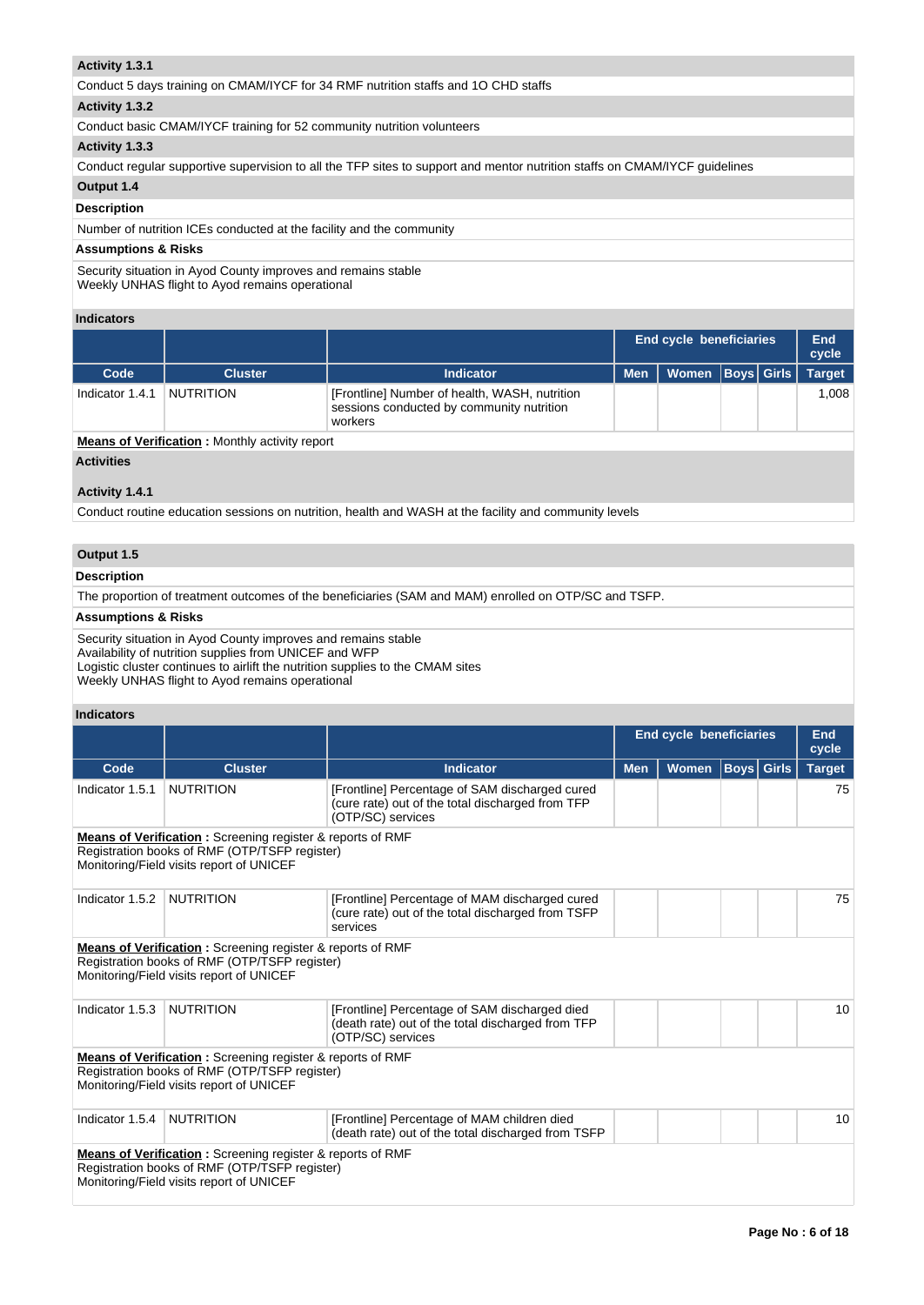**Activity 1.3.1**

Conduct 5 days training on CMAM/IYCF for 34 RMF nutrition staffs and 1O CHD staffs

**Activity 1.3.2**

Conduct basic CMAM/IYCF training for 52 community nutrition volunteers

**Activity 1.3.3**

Conduct regular supportive supervision to all the TFP sites to support and mentor nutrition staffs on CMAM/IYCF guidelines

**Output 1.4**

**Description**

Number of nutrition ICEs conducted at the facility and the community

**Assumptions & Risks**

Security situation in Ayod County improves and remains stable
Weekly UNHAS flight to Ayod remains operational

**Indicators**

| | | | End cycle beneficiaries | | | | End cycle |
|---|---|---|---|---|---|---|---|
| **Code** | **Cluster** | **Indicator** | **Men** | **Women** | **Boys** | **Girls** | **Target** |
| Indicator 1.4.1 | NUTRITION | [Frontline] Number of health, WASH, nutrition sessions conducted by community nutrition workers | | | | | 1,008 |

**Means of Verification :** Monthly activity report

**Activities**

**Activity 1.4.1**

Conduct routine education sessions on nutrition, health and WASH at the facility and community levels

**Output 1.5**

**Description**

The proportion of treatment outcomes of the beneficiaries (SAM and MAM) enrolled on OTP/SC and TSFP.

**Assumptions & Risks**

Security situation in Ayod County improves and remains stable
Availability of nutrition supplies from UNICEF and WFP
Logistic cluster continues to airlift the nutrition supplies to the CMAM sites
Weekly UNHAS flight to Ayod remains operational

**Indicators**

| | | | End cycle beneficiaries | | | | End cycle |
|---|---|---|---|---|---|---|---|
| **Code** | **Cluster** | **Indicator** | **Men** | **Women** | **Boys** | **Girls** | **Target** |
| Indicator 1.5.1 | NUTRITION | [Frontline] Percentage of SAM discharged cured (cure rate) out of the total discharged from TFP (OTP/SC) services | | | | | 75 |

**Means of Verification :** Screening register & reports of RMF
Registration books of RMF (OTP/TSFP register)
Monitoring/Field visits report of UNICEF

| | | | | | | | |
|---|---|---|---|---|---|---|---|
| Indicator 1.5.2 | NUTRITION | [Frontline] Percentage of MAM discharged cured (cure rate) out of the total discharged from TSFP services | | | | | 75 |

**Means of Verification :** Screening register & reports of RMF
Registration books of RMF (OTP/TSFP register)
Monitoring/Field visits report of UNICEF

| | | | | | | | |
|---|---|---|---|---|---|---|---|
| Indicator 1.5.3 | NUTRITION | [Frontline] Percentage of SAM discharged died (death rate) out of the total discharged from TFP (OTP/SC) services | | | | | 10 |

**Means of Verification :** Screening register & reports of RMF
Registration books of RMF (OTP/TSFP register)
Monitoring/Field visits report of UNICEF

| | | | | | | | |
|---|---|---|---|---|---|---|---|
| Indicator 1.5.4 | NUTRITION | [Frontline] Percentage of MAM children died (death rate) out of the total discharged from TSFP | | | | | 10 |

**Means of Verification :** Screening register & reports of RMF
Registration books of RMF (OTP/TSFP register)
Monitoring/Field visits report of UNICEF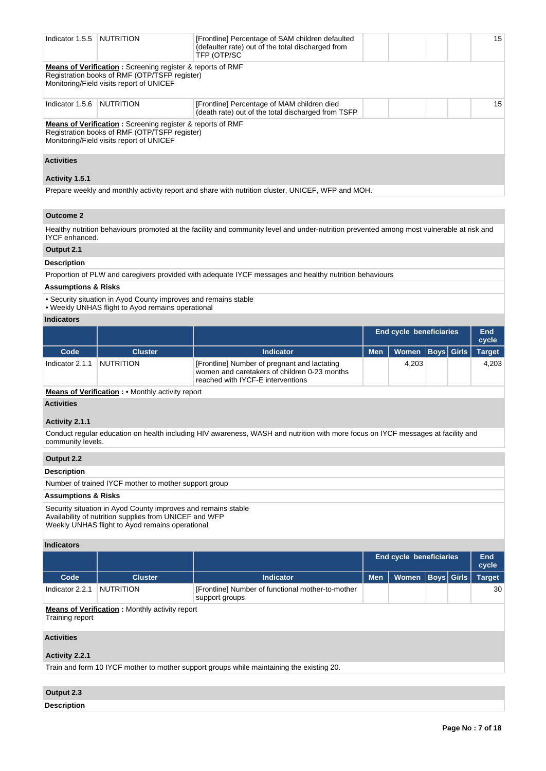| | | | | | | | |
|---|---|---|---|---|---|---|---|
| Indicator 1.5.5 | NUTRITION | [Frontline] Percentage of SAM children defaulted (defaulter rate) out of the total discharged from TFP (OTP/SC | | | | | 15 |

**Means of Verification :** Screening register & reports of RMF
Registration books of RMF (OTP/TSFP register)
Monitoring/Field visits report of UNICEF

| | | | | | | | |
|---|---|---|---|---|---|---|---|
| Indicator 1.5.6 | NUTRITION | [Frontline] Percentage of MAM children died (death rate) out of the total discharged from TSFP | | | | | 15 |

**Means of Verification :** Screening register & reports of RMF
Registration books of RMF (OTP/TSFP register)
Monitoring/Field visits report of UNICEF

**Activities**

**Activity 1.5.1**

Prepare weekly and monthly activity report and share with nutrition cluster, UNICEF, WFP and MOH.

**Outcome 2**

Healthy nutrition behaviours promoted at the facility and community level and under-nutrition prevented among most vulnerable at risk and IYCF enhanced.

**Output 2.1**

**Description**

Proportion of PLW and caregivers provided with adequate IYCF messages and healthy nutrition behaviours

**Assumptions & Risks**

• Security situation in Ayod County improves and remains stable
• Weekly UNHAS flight to Ayod remains operational

**Indicators**

| | | | End cycle beneficiaries | | | | End cycle |
|---|---|---|---|---|---|---|---|
| **Code** | **Cluster** | **Indicator** | **Men** | **Women** | **Boys** | **Girls** | **Target** |
| Indicator 2.1.1 | NUTRITION | [Frontline] Number of pregnant and lactating women and caretakers of children 0-23 months reached with IYCF-E interventions | | 4,203 | | | 4,203 |

**Means of Verification :** • Monthly activity report

**Activities**

**Activity 2.1.1**

Conduct regular education on health including HIV awareness, WASH and nutrition with more focus on IYCF messages at facility and community levels.

**Output 2.2**

**Description**

Number of trained IYCF mother to mother support group

**Assumptions & Risks**

Security situation in Ayod County improves and remains stable
Availability of nutrition supplies from UNICEF and WFP
Weekly UNHAS flight to Ayod remains operational

**Indicators**

| | | | End cycle beneficiaries | | | | End cycle |
|---|---|---|---|---|---|---|---|
| **Code** | **Cluster** | **Indicator** | **Men** | **Women** | **Boys** | **Girls** | **Target** |
| Indicator 2.2.1 | NUTRITION | [Frontline] Number of functional mother-to-mother support groups | | | | | 30 |

**Means of Verification :** Monthly activity report
Training report

**Activities**

**Activity 2.2.1**

Train and form 10 IYCF mother to mother support groups while maintaining the existing 20.

**Output 2.3**

**Description**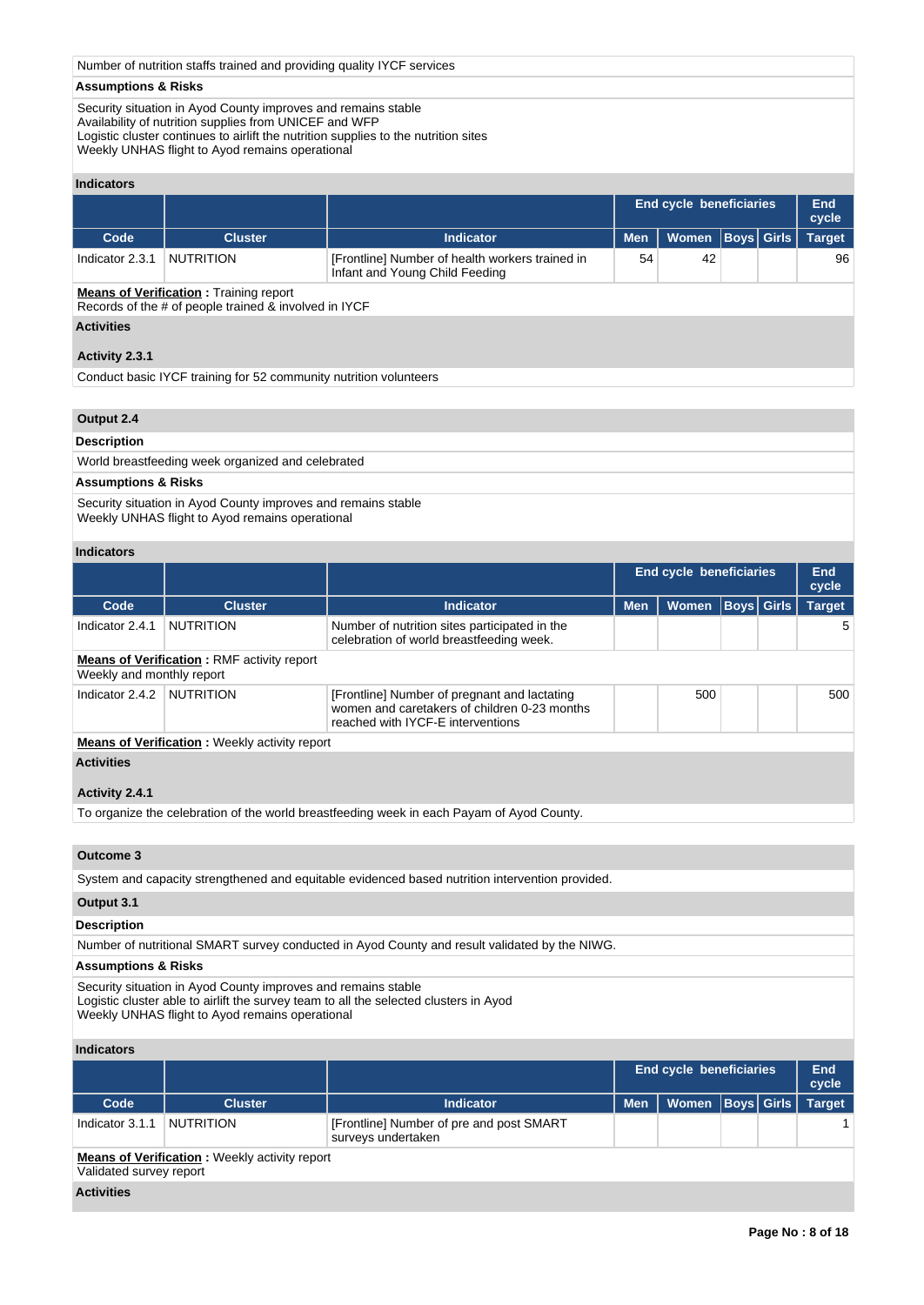Number of nutrition staffs trained and providing quality IYCF services

**Assumptions & Risks**

Security situation in Ayod County improves and remains stable
Availability of nutrition supplies from UNICEF and WFP
Logistic cluster continues to airlift the nutrition supplies to the nutrition sites
Weekly UNHAS flight to Ayod remains operational

**Indicators**

| | | | End cycle beneficiaries | | | | End cycle |
|---|---|---|---|---|---|---|---|
| **Code** | **Cluster** | **Indicator** | **Men** | **Women** | **Boys** | **Girls** | **Target** |
| Indicator 2.3.1 | NUTRITION | [Frontline] Number of health workers trained in Infant and Young Child Feeding | 54 | 42 | | | 96 |

**Means of Verification :** Training report
Records of the # of people trained & involved in IYCF

**Activities**

**Activity 2.3.1**

Conduct basic IYCF training for 52 community nutrition volunteers

**Output 2.4**

**Description**

World breastfeeding week organized and celebrated

**Assumptions & Risks**

Security situation in Ayod County improves and remains stable
Weekly UNHAS flight to Ayod remains operational

**Indicators**

| | | | End cycle beneficiaries | | | | End cycle |
|---|---|---|---|---|---|---|---|
| **Code** | **Cluster** | **Indicator** | **Men** | **Women** | **Boys** | **Girls** | **Target** |
| Indicator 2.4.1 | NUTRITION | Number of nutrition sites participated in the celebration of world breastfeeding week. | | | | | 5 |
| **Means of Verification :** RMF activity report Weekly and monthly report | | | | | | | |
| Indicator 2.4.2 | NUTRITION | [Frontline] Number of pregnant and lactating women and caretakers of children 0-23 months reached with IYCF-E interventions | | 500 | | | 500 |

**Means of Verification :** Weekly activity report

**Activities**

**Activity 2.4.1**

To organize the celebration of the world breastfeeding week in each Payam of Ayod County.

**Outcome 3**

System and capacity strengthened and equitable evidenced based nutrition intervention provided.

**Output 3.1**

**Description**

Number of nutritional SMART survey conducted in Ayod County and result validated by the NIWG.

**Assumptions & Risks**

Security situation in Ayod County improves and remains stable
Logistic cluster able to airlift the survey team to all the selected clusters in Ayod
Weekly UNHAS flight to Ayod remains operational

**Indicators**

| | | | End cycle beneficiaries | | | | End cycle |
|---|---|---|---|---|---|---|---|
| **Code** | **Cluster** | **Indicator** | **Men** | **Women** | **Boys** | **Girls** | **Target** |
| Indicator 3.1.1 | NUTRITION | [Frontline] Number of pre and post SMART surveys undertaken | | | | | 1 |

**Means of Verification :** Weekly activity report
Validated survey report

**Activities**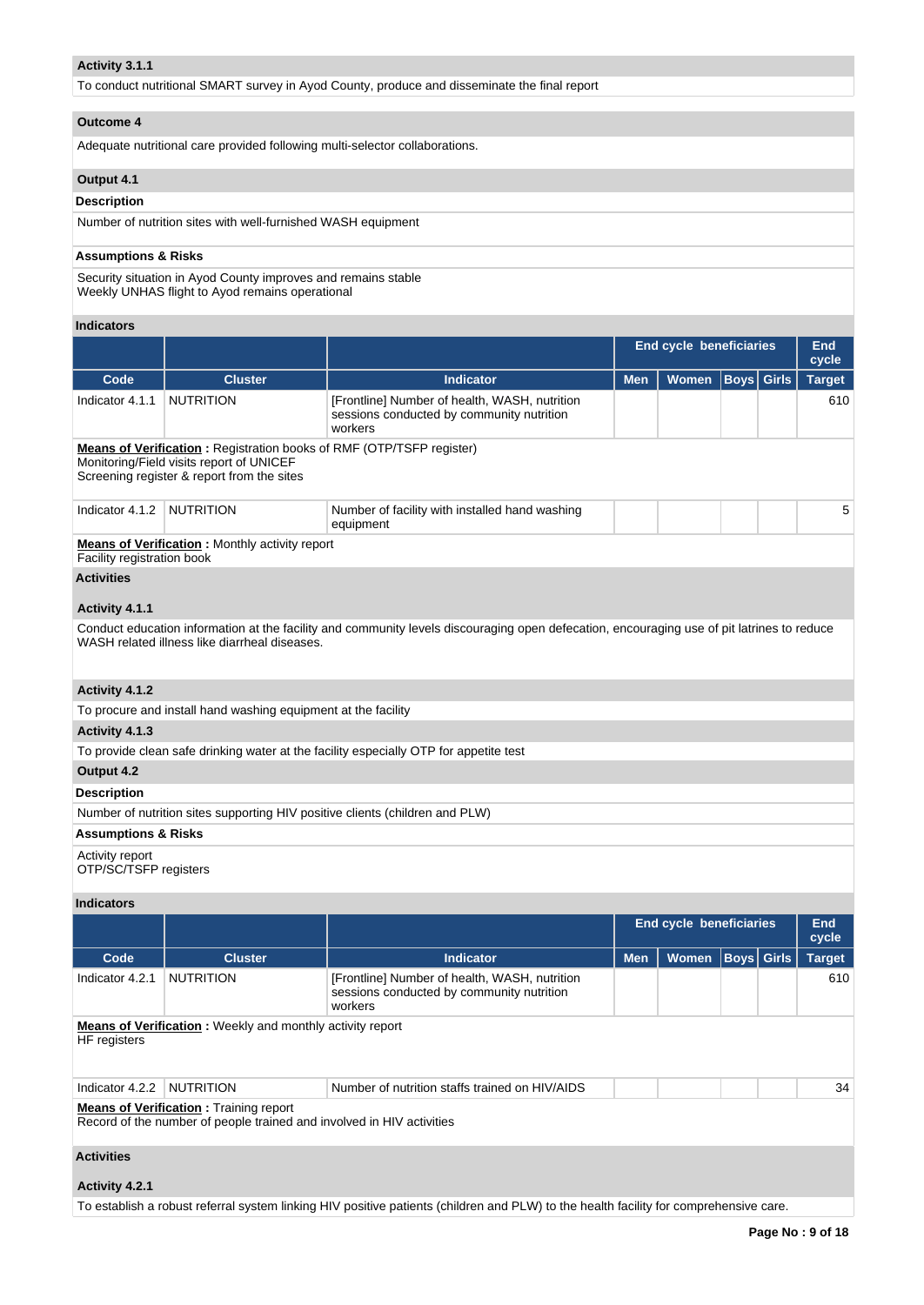### Activity 3.1.1

To conduct nutritional SMART survey in Ayod County, produce and disseminate the final report

### Outcome 4

Adequate nutritional care provided following multi-selector collaborations.

### Output 4.1

#### Description

Number of nutrition sites with well-furnished WASH equipment

#### Assumptions & Risks

Security situation in Ayod County improves and remains stable
Weekly UNHAS flight to Ayod remains operational

#### Indicators

| | | | End cycle beneficiaries | | | | End cycle |
|---|---|---|---|---|---|---|---|
| Code | Cluster | Indicator | Men | Women | Boys | Girls | Target |
| Indicator 4.1.1 | NUTRITION | [Frontline] Number of health, WASH, nutrition sessions conducted by community nutrition workers | | | | | 610 |

**Means of Verification :** Registration books of RMF (OTP/TSFP register)
Monitoring/Field visits report of UNICEF
Screening register & report from the sites

| | | | | | | | |
|---|---|---|---|---|---|---|---|
| Indicator 4.1.2 | NUTRITION | Number of facility with installed hand washing equipment | | | | | 5 |

**Means of Verification :** Monthly activity report
Facility registration book

#### Activities

##### Activity 4.1.1

Conduct education information at the facility and community levels discouraging open defecation, encouraging use of pit latrines to reduce WASH related illness like diarrheal diseases.

##### Activity 4.1.2

To procure and install hand washing equipment at the facility

##### Activity 4.1.3

To provide clean safe drinking water at the facility especially OTP for appetite test

### Output 4.2

#### Description

Number of nutrition sites supporting HIV positive clients (children and PLW)

#### Assumptions & Risks

Activity report
OTP/SC/TSFP registers

#### Indicators

| | | | End cycle beneficiaries | | | | End cycle |
|---|---|---|---|---|---|---|---|
| Code | Cluster | Indicator | Men | Women | Boys | Girls | Target |
| Indicator 4.2.1 | NUTRITION | [Frontline] Number of health, WASH, nutrition sessions conducted by community nutrition workers | | | | | 610 |

**Means of Verification :** Weekly and monthly activity report
HF registers

| | | | | | | | |
|---|---|---|---|---|---|---|---|
| Indicator 4.2.2 | NUTRITION | Number of nutrition staffs trained on HIV/AIDS | | | | | 34 |

**Means of Verification :** Training report
Record of the number of people trained and involved in HIV activities

#### Activities

##### Activity 4.2.1

To establish a robust referral system linking HIV positive patients (children and PLW) to the health facility for comprehensive care.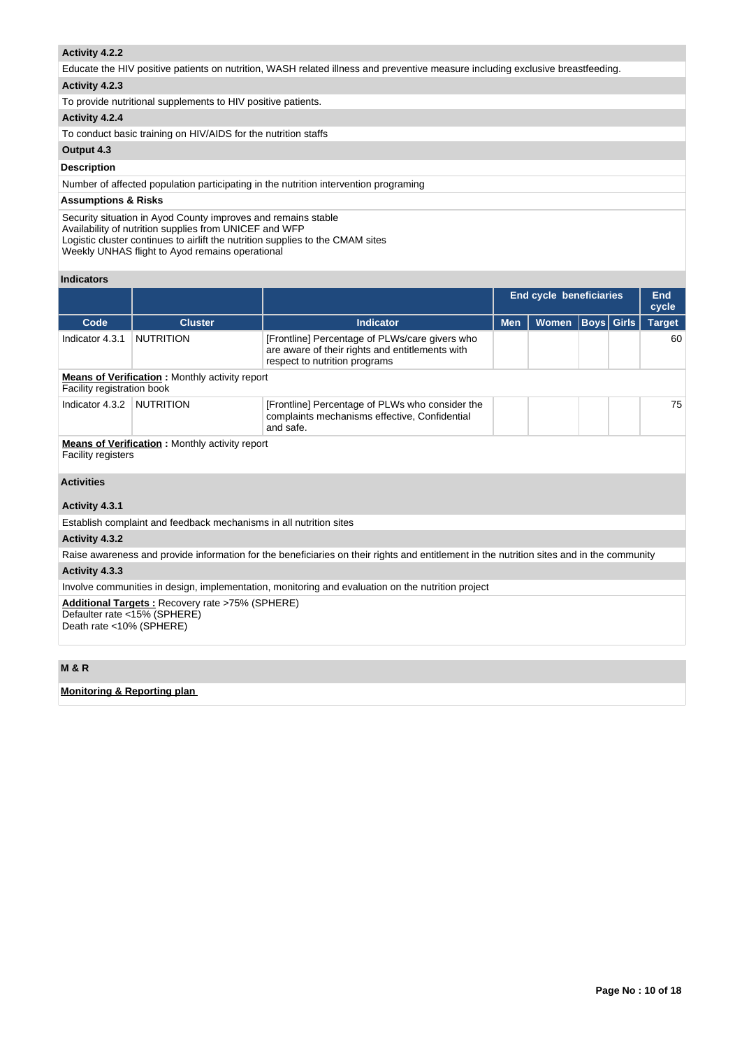**Activity 4.2.2**

Educate the HIV positive patients on nutrition, WASH related illness and preventive measure including exclusive breastfeeding.

**Activity 4.2.3**

To provide nutritional supplements to HIV positive patients.

**Activity 4.2.4**

To conduct basic training on HIV/AIDS for the nutrition staffs

**Output 4.3**

**Description**

Number of affected population participating in the nutrition intervention programing

**Assumptions & Risks**

Security situation in Ayod County improves and remains stable
Availability of nutrition supplies from UNICEF and WFP
Logistic cluster continues to airlift the nutrition supplies to the CMAM sites
Weekly UNHAS flight to Ayod remains operational

**Indicators**

| | | | End cycle beneficiaries | | | | End cycle |
|---|---|---|---|---|---|---|---|
| Code | Cluster | Indicator | Men | Women | Boys | Girls | Target |
| Indicator 4.3.1 | NUTRITION | [Frontline] Percentage of PLWs/care givers who are aware of their rights and entitlements with respect to nutrition programs | | | | | 60 |

**Means of Verification :** Monthly activity report
Facility registration book

| | | | | | | | |
|---|---|---|---|---|---|---|---|
| Indicator 4.3.2 | NUTRITION | [Frontline] Percentage of PLWs who consider the complaints mechanisms effective, Confidential and safe. | | | | | 75 |

**Means of Verification :** Monthly activity report
Facility registers

**Activities**

**Activity 4.3.1**

Establish complaint and feedback mechanisms in all nutrition sites

**Activity 4.3.2**

Raise awareness and provide information for the beneficiaries on their rights and entitlement in the nutrition sites and in the community

**Activity 4.3.3**

Involve communities in design, implementation, monitoring and evaluation on the nutrition project

**Additional Targets :** Recovery rate >75% (SPHERE)
Defaulter rate <15% (SPHERE)
Death rate <10% (SPHERE)

**M & R**

**Monitoring & Reporting plan**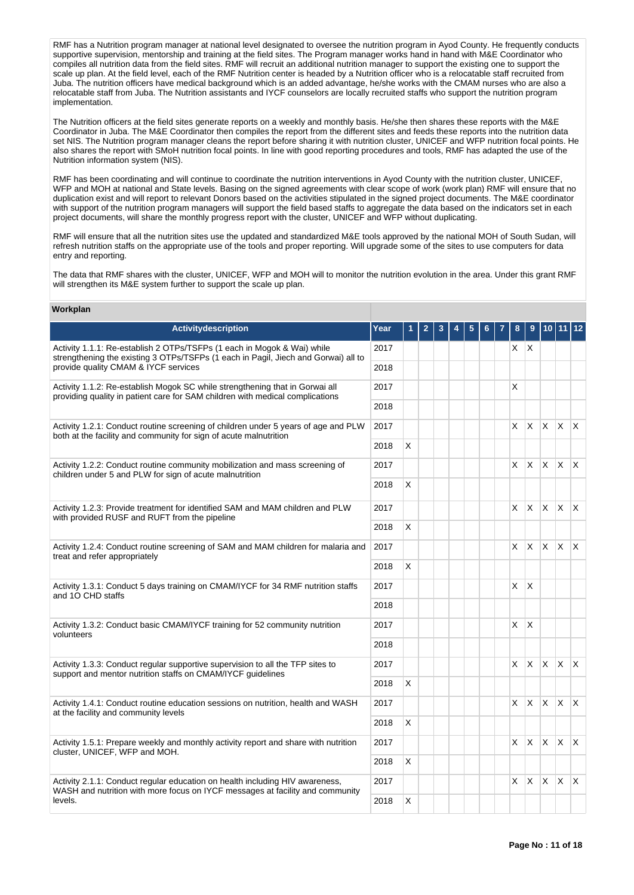RMF has a Nutrition program manager at national level designated to oversee the nutrition program in Ayod County. He frequently conducts supportive supervision, mentorship and training at the field sites. The Program manager works hand in hand with M&E Coordinator who compiles all nutrition data from the field sites. RMF will recruit an additional nutrition manager to support the existing one to support the scale up plan. At the field level, each of the RMF Nutrition center is headed by a Nutrition officer who is a relocatable staff recruited from Juba. The nutrition officers have medical background which is an added advantage, he/she works with the CMAM nurses who are also a relocatable staff from Juba. The Nutrition assistants and IYCF counselors are locally recruited staffs who support the nutrition program implementation.

The Nutrition officers at the field sites generate reports on a weekly and monthly basis. He/she then shares these reports with the M&E Coordinator in Juba. The M&E Coordinator then compiles the report from the different sites and feeds these reports into the nutrition data set NIS. The Nutrition program manager cleans the report before sharing it with nutrition cluster, UNICEF and WFP nutrition focal points. He also shares the report with SMoH nutrition focal points. In line with good reporting procedures and tools, RMF has adapted the use of the Nutrition information system (NIS).

RMF has been coordinating and will continue to coordinate the nutrition interventions in Ayod County with the nutrition cluster, UNICEF, WFP and MOH at national and State levels. Basing on the signed agreements with clear scope of work (work plan) RMF will ensure that no duplication exist and will report to relevant Donors based on the activities stipulated in the signed project documents. The M&E coordinator with support of the nutrition program managers will support the field based staffs to aggregate the data based on the indicators set in each project documents, will share the monthly progress report with the cluster, UNICEF and WFP without duplicating.

RMF will ensure that all the nutrition sites use the updated and standardized M&E tools approved by the national MOH of South Sudan, will refresh nutrition staffs on the appropriate use of the tools and proper reporting. Will upgrade some of the sites to use computers for data entry and reporting.

The data that RMF shares with the cluster, UNICEF, WFP and MOH will to monitor the nutrition evolution in the area. Under this grant RMF will strengthen its M&E system further to support the scale up plan.

**Workplan**

| Activitydescription | Year | 1 | 2 | 3 | 4 | 5 | 6 | 7 | 8 | 9 | 10 | 11 | 12 |
|---|---|---|---|---|---|---|---|---|---|---|---|---|---|
| Activity 1.1.1: Re-establish 2 OTPs/TSFPs (1 each in Mogok & Wai) while strengthening the existing 3 OTPs/TSFPs (1 each in Pagil, Jiech and Gorwai) all to provide quality CMAM & IYCF services | 2017 | | | | | | | | X | X | | | |
| | 2018 | | | | | | | | | | | | |
| Activity 1.1.2: Re-establish Mogok SC while strengthening that in Gorwai all providing quality in patient care for SAM children with medical complications | 2017 | | | | | | | | X | | | | |
| | 2018 | | | | | | | | | | | | |
| Activity 1.2.1: Conduct routine screening of children under 5 years of age and PLW both at the facility and community for sign of acute malnutrition | 2017 | | | | | | | | X | X | X | X | X |
| | 2018 | X | | | | | | | | | | | |
| Activity 1.2.2: Conduct routine community mobilization and mass screening of children under 5 and PLW for sign of acute malnutrition | 2017 | | | | | | | | X | X | X | X | X |
| | 2018 | X | | | | | | | | | | | |
| Activity 1.2.3: Provide treatment for identified SAM and MAM children and PLW with provided RUSF and RUFT from the pipeline | 2017 | | | | | | | | X | X | X | X | X |
| | 2018 | X | | | | | | | | | | | |
| Activity 1.2.4: Conduct routine screening of SAM and MAM children for malaria and treat and refer appropriately | 2017 | | | | | | | | X | X | X | X | X |
| | 2018 | X | | | | | | | | | | | |
| Activity 1.3.1: Conduct 5 days training on CMAM/IYCF for 34 RMF nutrition staffs and 1O CHD staffs | 2017 | | | | | | | | X | X | | | |
| | 2018 | | | | | | | | | | | | |
| Activity 1.3.2: Conduct basic CMAM/IYCF training for 52 community nutrition volunteers | 2017 | | | | | | | | X | X | | | |
| | 2018 | | | | | | | | | | | | |
| Activity 1.3.3: Conduct regular supportive supervision to all the TFP sites to support and mentor nutrition staffs on CMAM/IYCF guidelines | 2017 | | | | | | | | X | X | X | X | X |
| | 2018 | X | | | | | | | | | | | |
| Activity 1.4.1: Conduct routine education sessions on nutrition, health and WASH at the facility and community levels | 2017 | | | | | | | | X | X | X | X | X |
| | 2018 | X | | | | | | | | | | | |
| Activity 1.5.1: Prepare weekly and monthly activity report and share with nutrition cluster, UNICEF, WFP and MOH. | 2017 | | | | | | | | X | X | X | X | X |
| | 2018 | X | | | | | | | | | | | |
| Activity 2.1.1: Conduct regular education on health including HIV awareness, WASH and nutrition with more focus on IYCF messages at facility and community levels. | 2017 | | | | | | | | X | X | X | X | X |
| | 2018 | X | | | | | | | | | | | |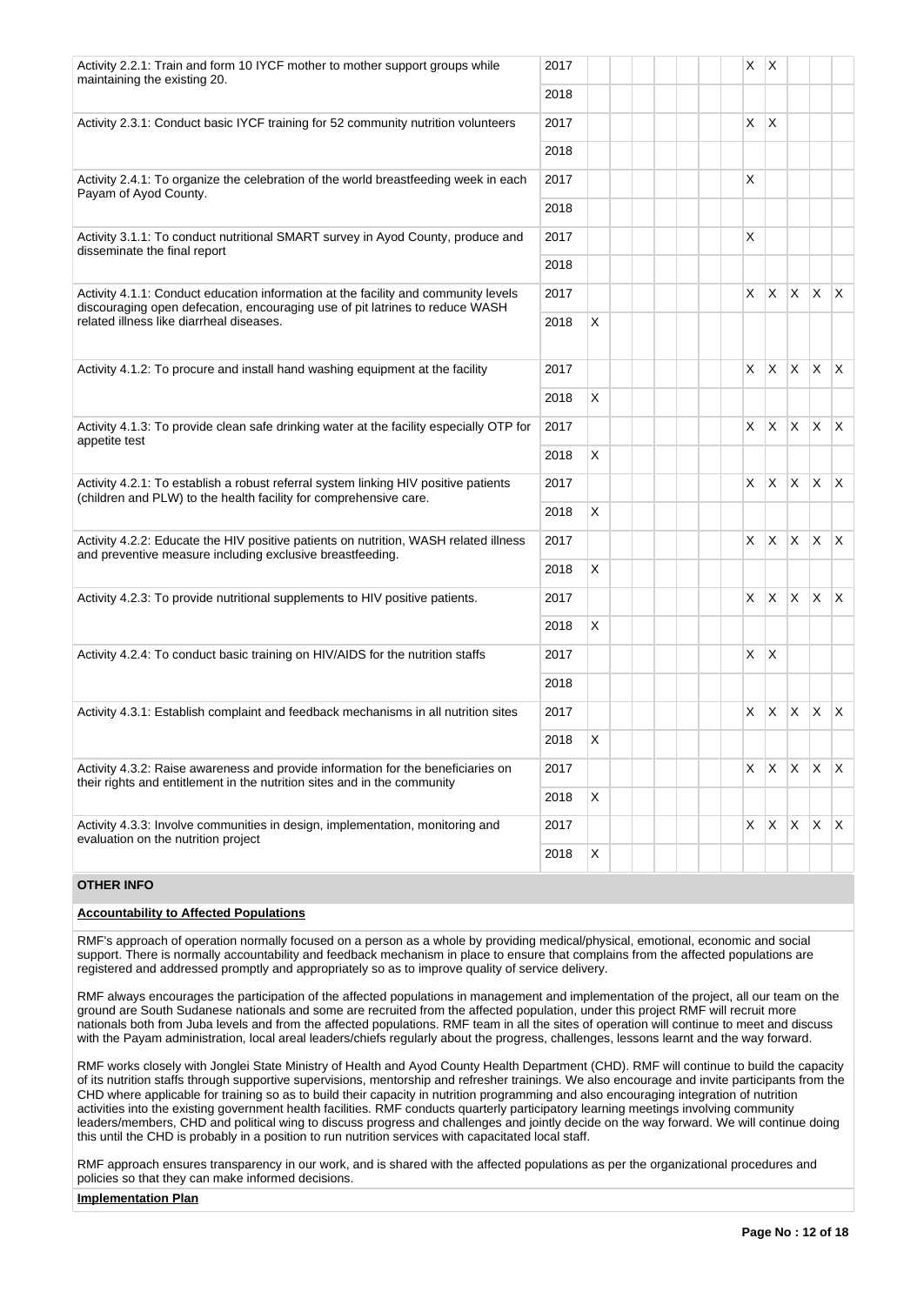| | | | | | | | | | | | | | |
|---|---|---|---|---|---|---|---|---|---|---|---|---|---|
| Activity 2.2.1: Train and form 10 IYCF mother to mother support groups while maintaining the existing 20. | 2017 | | | | | | | | X | X | | | |
| | 2018 | | | | | | | | | | | | |
| Activity 2.3.1: Conduct basic IYCF training for 52 community nutrition volunteers | 2017 | | | | | | | | X | X | | | |
| | 2018 | | | | | | | | | | | | |
| Activity 2.4.1: To organize the celebration of the world breastfeeding week in each Payam of Ayod County. | 2017 | | | | | | | | X | | | | |
| | 2018 | | | | | | | | | | | | |
| Activity 3.1.1: To conduct nutritional SMART survey in Ayod County, produce and disseminate the final report | 2017 | | | | | | | | X | | | | |
| | 2018 | | | | | | | | | | | | |
| Activity 4.1.1: Conduct education information at the facility and community levels discouraging open defecation, encouraging use of pit latrines to reduce WASH related illness like diarrheal diseases. | 2017 | | | | | | | | X | X | X | X | X |
| | 2018 | X | | | | | | | | | | | |
| Activity 4.1.2: To procure and install hand washing equipment at the facility | 2017 | | | | | | | | X | X | X | X | X |
| | 2018 | X | | | | | | | | | | | |
| Activity 4.1.3: To provide clean safe drinking water at the facility especially OTP for appetite test | 2017 | | | | | | | | X | X | X | X | X |
| | 2018 | X | | | | | | | | | | | |
| Activity 4.2.1: To establish a robust referral system linking HIV positive patients (children and PLW) to the health facility for comprehensive care. | 2017 | | | | | | | | X | X | X | X | X |
| | 2018 | X | | | | | | | | | | | |
| Activity 4.2.2: Educate the HIV positive patients on nutrition, WASH related illness and preventive measure including exclusive breastfeeding. | 2017 | | | | | | | | X | X | X | X | X |
| | 2018 | X | | | | | | | | | | | |
| Activity 4.2.3: To provide nutritional supplements to HIV positive patients. | 2017 | | | | | | | | X | X | X | X | X |
| | 2018 | X | | | | | | | | | | | |
| Activity 4.2.4: To conduct basic training on HIV/AIDS for the nutrition staffs | 2017 | | | | | | | | X | X | | | |
| | 2018 | | | | | | | | | | | | |
| Activity 4.3.1: Establish complaint and feedback mechanisms in all nutrition sites | 2017 | | | | | | | | X | X | X | X | X |
| | 2018 | X | | | | | | | | | | | |
| Activity 4.3.2: Raise awareness and provide information for the beneficiaries on their rights and entitlement in the nutrition sites and in the community | 2017 | | | | | | | | X | X | X | X | X |
| | 2018 | X | | | | | | | | | | | |
| Activity 4.3.3: Involve communities in design, implementation, monitoring and evaluation on the nutrition project | 2017 | | | | | | | | X | X | X | X | X |
| | 2018 | X | | | | | | | | | | | |

## OTHER INFO

**Accountability to Affected Populations**

RMF's approach of operation normally focused on a person as a whole by providing medical/physical, emotional, economic and social support. There is normally accountability and feedback mechanism in place to ensure that complains from the affected populations are registered and addressed promptly and appropriately so as to improve quality of service delivery.

RMF always encourages the participation of the affected populations in management and implementation of the project, all our team on the ground are South Sudanese nationals and some are recruited from the affected population, under this project RMF will recruit more nationals both from Juba levels and from the affected populations. RMF team in all the sites of operation will continue to meet and discuss with the Payam administration, local areal leaders/chiefs regularly about the progress, challenges, lessons learnt and the way forward.

RMF works closely with Jonglei State Ministry of Health and Ayod County Health Department (CHD). RMF will continue to build the capacity of its nutrition staffs through supportive supervisions, mentorship and refresher trainings. We also encourage and invite participants from the CHD where applicable for training so as to build their capacity in nutrition programming and also encouraging integration of nutrition activities into the existing government health facilities. RMF conducts quarterly participatory learning meetings involving community leaders/members, CHD and political wing to discuss progress and challenges and jointly decide on the way forward. We will continue doing this until the CHD is probably in a position to run nutrition services with capacitated local staff.

RMF approach ensures transparency in our work, and is shared with the affected populations as per the organizational procedures and policies so that they can make informed decisions.

**Implementation Plan**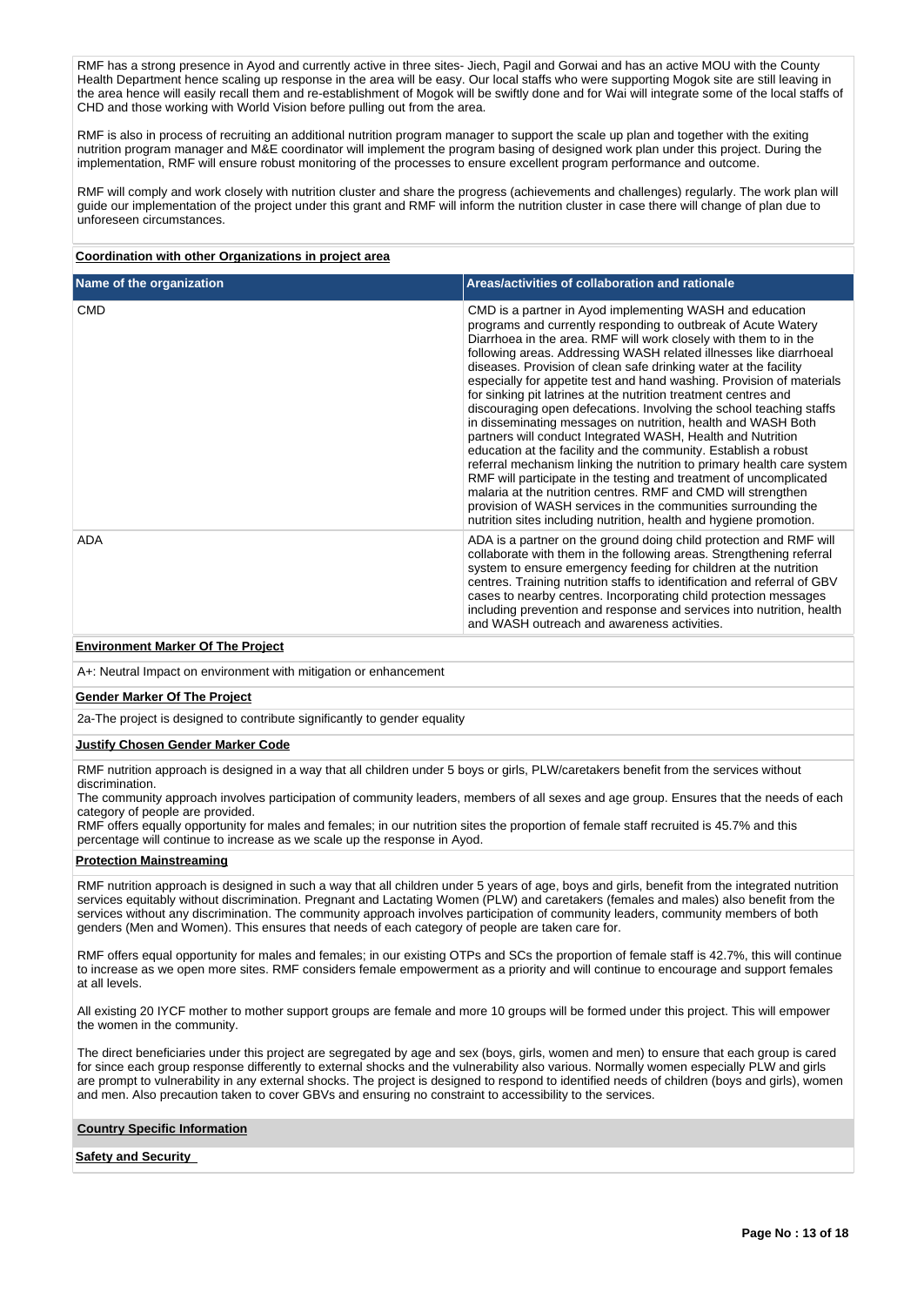RMF has a strong presence in Ayod and currently active in three sites- Jiech, Pagil and Gorwai and has an active MOU with the County Health Department hence scaling up response in the area will be easy. Our local staffs who were supporting Mogok site are still leaving in the area hence will easily recall them and re-establishment of Mogok will be swiftly done and for Wai will integrate some of the local staffs of CHD and those working with World Vision before pulling out from the area.

RMF is also in process of recruiting an additional nutrition program manager to support the scale up plan and together with the exiting nutrition program manager and M&E coordinator will implement the program basing of designed work plan under this project. During the implementation, RMF will ensure robust monitoring of the processes to ensure excellent program performance and outcome.

RMF will comply and work closely with nutrition cluster and share the progress (achievements and challenges) regularly. The work plan will guide our implementation of the project under this grant and RMF will inform the nutrition cluster in case there will change of plan due to unforeseen circumstances.

**Coordination with other Organizations in project area**

| Name of the organization | Areas/activities of collaboration and rationale |
|---|---|
| CMD | CMD is a partner in Ayod implementing WASH and education programs and currently responding to outbreak of Acute Watery Diarrhoea in the area. RMF will work closely with them to in the following areas. Addressing WASH related illnesses like diarrhoeal diseases. Provision of clean safe drinking water at the facility especially for appetite test and hand washing. Provision of materials for sinking pit latrines at the nutrition treatment centres and discouraging open defecations. Involving the school teaching staffs in disseminating messages on nutrition, health and WASH Both partners will conduct Integrated WASH, Health and Nutrition education at the facility and the community. Establish a robust referral mechanism linking the nutrition to primary health care system RMF will participate in the testing and treatment of uncomplicated malaria at the nutrition centres. RMF and CMD will strengthen provision of WASH services in the communities surrounding the nutrition sites including nutrition, health and hygiene promotion. |
| ADA | ADA is a partner on the ground doing child protection and RMF will collaborate with them in the following areas. Strengthening referral system to ensure emergency feeding for children at the nutrition centres. Training nutrition staffs to identification and referral of GBV cases to nearby centres. Incorporating child protection messages including prevention and response and services into nutrition, health and WASH outreach and awareness activities. |

**Environment Marker Of The Project**

A+: Neutral Impact on environment with mitigation or enhancement

**Gender Marker Of The Project**

2a-The project is designed to contribute significantly to gender equality

**Justify Chosen Gender Marker Code**

RMF nutrition approach is designed in a way that all children under 5 boys or girls, PLW/caretakers benefit from the services without discrimination.
The community approach involves participation of community leaders, members of all sexes and age group. Ensures that the needs of each category of people are provided.
RMF offers equally opportunity for males and females; in our nutrition sites the proportion of female staff recruited is 45.7% and this percentage will continue to increase as we scale up the response in Ayod.

**Protection Mainstreaming**

RMF nutrition approach is designed in such a way that all children under 5 years of age, boys and girls, benefit from the integrated nutrition services equitably without discrimination. Pregnant and Lactating Women (PLW) and caretakers (females and males) also benefit from the services without any discrimination. The community approach involves participation of community leaders, community members of both genders (Men and Women). This ensures that needs of each category of people are taken care for.

RMF offers equal opportunity for males and females; in our existing OTPs and SCs the proportion of female staff is 42.7%, this will continue to increase as we open more sites. RMF considers female empowerment as a priority and will continue to encourage and support females at all levels.

All existing 20 IYCF mother to mother support groups are female and more 10 groups will be formed under this project. This will empower the women in the community.

The direct beneficiaries under this project are segregated by age and sex (boys, girls, women and men) to ensure that each group is cared for since each group response differently to external shocks and the vulnerability also various. Normally women especially PLW and girls are prompt to vulnerability in any external shocks. The project is designed to respond to identified needs of children (boys and girls), women and men. Also precaution taken to cover GBVs and ensuring no constraint to accessibility to the services.

**Country Specific Information**

**Safety and Security**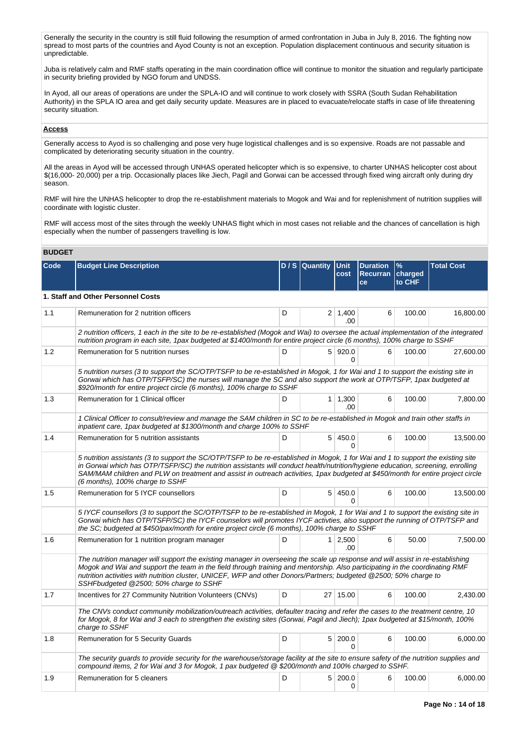Generally the security in the country is still fluid following the resumption of armed confrontation in Juba in July 8, 2016. The fighting now spread to most parts of the countries and Ayod County is not an exception. Population displacement continuous and security situation is unpredictable.

Juba is relatively calm and RMF staffs operating in the main coordination office will continue to monitor the situation and regularly participate in security briefing provided by NGO forum and UNDSS.

In Ayod, all our areas of operations are under the SPLA-IO and will continue to work closely with SSRA (South Sudan Rehabilitation Authority) in the SPLA IO area and get daily security update. Measures are in placed to evacuate/relocate staffs in case of life threatening security situation.

**Access**

Generally access to Ayod is so challenging and pose very huge logistical challenges and is so expensive. Roads are not passable and complicated by deteriorating security situation in the country.

All the areas in Ayod will be accessed through UNHAS operated helicopter which is so expensive, to charter UNHAS helicopter cost about $(16,000- 20,000) per a trip. Occasionally places like Jiech, Pagil and Gorwai can be accessed through fixed wing aircraft only during dry season.

RMF will hire the UNHAS helicopter to drop the re-establishment materials to Mogok and Wai and for replenishment of nutrition supplies will coordinate with logistic cluster.

RMF will access most of the sites through the weekly UNHAS flight which in most cases not reliable and the chances of cancellation is high especially when the number of passengers travelling is low.

**BUDGET**

| Code | Budget Line Description | D / S | Quantity | Unit cost | Duration Recurrance | % charged to CHF | Total Cost |
|---|---|---|---|---|---|---|---|
| **1. Staff and Other Personnel Costs** | | | | | | | |
| 1.1 | Remuneration for 2 nutrition officers | D | 2 | 1,400.00 | 6 | 100.00 | 16,800.00 |
| | *2 nutrition officers, 1 each in the site to be re-established (Mogok and Wai) to oversee the actual implementation of the integrated nutrition program in each site, 1pax budgeted at $1400/month for entire project circle (6 months), 100% charge to SSHF* | | | | | | |
| 1.2 | Remuneration for 5 nutrition nurses | D | 5 | 920.00 | 6 | 100.00 | 27,600.00 |
| | *5 nutrition nurses (3 to support the SC/OTP/TSFP to be re-established in Mogok, 1 for Wai and 1 to support the existing site in Gorwai which has OTP/TSFP/SC) the nurses will manage the SC and also support the work at OTP/TSFP, 1pax budgeted at $920/month for entire project circle (6 months), 100% charge to SSHF* | | | | | | |
| 1.3 | Remuneration for 1 Clinical officer | D | 1 | 1,300.00 | 6 | 100.00 | 7,800.00 |
| | *1 Clinical Officer to consult/review and manage the SAM children in SC to be re-established in Mogok and train other staffs in inpatient care, 1pax budgeted at $1300/month and charge 100% to SSHF* | | | | | | |
| 1.4 | Remuneration for 5 nutrition assistants | D | 5 | 450.00 | 6 | 100.00 | 13,500.00 |
| | *5 nutrition assistants (3 to support the SC/OTP/TSFP to be re-established in Mogok, 1 for Wai and 1 to support the existing site in Gorwai which has OTP/TSFP/SC) the nutrition assistants will conduct health/nutrition/hygiene education, screening, enrolling SAM/MAM children and PLW on treatment and assist in outreach activities, 1pax budgeted at $450/month for entire project circle (6 months), 100% charge to SSHF* | | | | | | |
| 1.5 | Remuneration for 5 IYCF counsellors | D | 5 | 450.00 | 6 | 100.00 | 13,500.00 |
| | *5 IYCF counsellors (3 to support the SC/OTP/TSFP to be re-established in Mogok, 1 for Wai and 1 to support the existing site in Gorwai which has OTP/TSFP/SC) the IYCF counselors will promotes IYCF activties, also support the running of OTP/TSFP and the SC; budgeted at $450/pax/month for entire project circle (6 months), 100% charge to SSHF* | | | | | | |
| 1.6 | Remuneration for 1 nutrition program manager | D | 1 | 2,500.00 | 6 | 50.00 | 7,500.00 |
| | *The nutrition manager will support the existing manager in overseeing the scale up response and will assist in re-establishing Mogok and Wai and support the team in the field through training and mentorship. Also participating in the coordinating RMF nutrition activities with nutrition cluster, UNICEF, WFP and other Donors/Partners; budgeted @2500; 50% charge to SSHFbudgeted @2500; 50% charge to SSHF* | | | | | | |
| 1.7 | Incentives for 27 Community Nutrition Volunteers (CNVs) | D | 27 | 15.00 | 6 | 100.00 | 2,430.00 |
| | *The CNVs conduct community mobilization/outreach activities, defaulter tracing and refer the cases to the treatment centre, 10 for Mogok, 8 for Wai and 3 each to strengthen the existing sites (Gorwai, Pagil and Jiech); 1pax budgeted at $15/month, 100% charge to SSHF* | | | | | | |
| 1.8 | Remuneration for 5 Security Guards | D | 5 | 200.00 | 6 | 100.00 | 6,000.00 |
| | *The security guards to provide security for the warehouse/storage facility at the site to ensure safety of the nutrition supplies and compound items, 2 for Wai and 3 for Mogok, 1 pax budgeted @ $200/month and 100% charged to SSHF.* | | | | | | |
| 1.9 | Remuneration for 5 cleaners | D | 5 | 200.00 | 6 | 100.00 | 6,000.00 |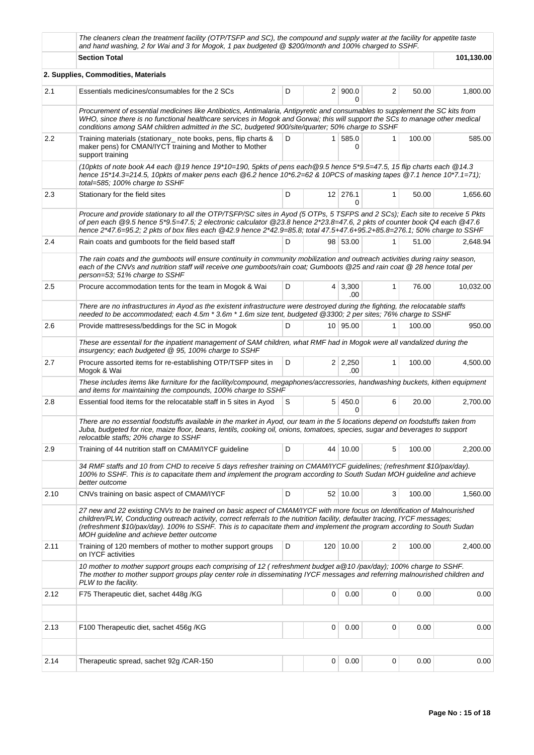| | | | | | | | |
|---|---|---|---|---|---|---|---|
| | *The cleaners clean the treatment facility (OTP/TSFP and SC), the compound and supply water at the facility for appetite taste and hand washing, 2 for Wai and 3 for Mogok, 1 pax budgeted @ $200/month and 100% charged to SSHF.* | | | | | | |
| | **Section Total** | | | | | | **101,130.00** |
| **2. Supplies, Commodities, Materials** | | | | | | | |
| 2.1 | Essentials medicines/consumables for the 2 SCs | D | 2 | 900.00 | 2 | 50.00 | 1,800.00 |
| | *Procurement of essential medicines like Antibiotics, Antimalaria, Antipyretic and consumables to supplement the SC kits from WHO, since there is no functional healthcare services in Mogok and Gorwai; this will support the SCs to manage other medical conditions among SAM children admitted in the SC, budgeted 900/site/quarter; 50% charge to SSHF* | | | | | | |
| 2.2 | Training materials (stationary_ note books, pens, flip charts & maker pens) for CMAN/IYCT training and Mother to Mother support training | D | 1 | 585.00 | 1 | 100.00 | 585.00 |
| | *(10pkts of note book A4 each @19 hence 19*10=190, 5pkts of pens each@9.5 hence 5*9.5=47.5, 15 flip charts each @14.3 hence 15*14.3=214.5, 10pkts of maker pens each @6.2 hence 10*6.2=62 & 10PCS of masking tapes @7.1 hence 10*7.1=71); total=585; 100% charge to SSHF* | | | | | | |
| 2.3 | Stationary for the field sites | D | 12 | 276.10 | 1 | 50.00 | 1,656.60 |
| | *Procure and provide stationary to all the OTP/TSFP/SC sites in Ayod (5 OTPs, 5 TSFPS and 2 SCs); Each site to receive 5 Pkts of pen each @9.5 hence 5*9.5=47.5; 2 electronic calculator @23.8 hence 2*23.8=47.6, 2 pkts of counter book Q4 each @47.6 hence 2*47.6=95.2; 2 pkts of box files each @42.9 hence 2*42.9=85.8; total 47.5+47.6+95.2+85.8=276.1; 50% charge to SSHF* | | | | | | |
| 2.4 | Rain coats and gumboots for the field based staff | D | 98 | 53.00 | 1 | 51.00 | 2,648.94 |
| | *The rain coats and the gumboots will ensure continuity in community mobilization and outreach activities during rainy season, each of the CNVs and nutrition staff will receive one gumboots/rain coat; Gumboots @25 and rain coat @ 28 hence total per person=53; 51% charge to SSHF* | | | | | | |
| 2.5 | Procure accommodation tents for the team in Mogok & Wai | D | 4 | 3,300.00 | 1 | 76.00 | 10,032.00 |
| | *There are no infrastructures in Ayod as the existent infrastructure were destroyed during the fighting, the relocatable staffs needed to be accommodated; each 4.5m * 3.6m * 1.6m size tent, budgeted @3300; 2 per sites; 76% charge to SSHF* | | | | | | |
| 2.6 | Provide mattresess/beddings for the SC in Mogok | D | 10 | 95.00 | 1 | 100.00 | 950.00 |
| | *These are essentail for the inpatient management of SAM children, what RMF had in Mogok were all vandalized during the insurgency; each budgeted @ 95, 100% charge to SSHF* | | | | | | |
| 2.7 | Procure assorted items for re-establishing OTP/TSFP sites in Mogok & Wai | D | 2 | 2,250.00 | 1 | 100.00 | 4,500.00 |
| | *These includes items like furniture for the facility/compound, megaphones/accressories, handwashing buckets, kithen equipment and items for maintaining the compounds, 100% charge to SSHF* | | | | | | |
| 2.8 | Essential food items for the relocatable staff in 5 sites in Ayod | S | 5 | 450.00 | 6 | 20.00 | 2,700.00 |
| | *There are no essential foodstuffs available in the market in Ayod, our team in the 5 locations depend on foodstuffs taken from Juba, budgeted for rice, maize floor, beans, lentils, cooking oil, onions, tomatoes, species, sugar and beverages to support relocatble staffs; 20% charge to SSHF* | | | | | | |
| 2.9 | Training of 44 nutrition staff on CMAM/IYCF guideline | D | 44 | 10.00 | 5 | 100.00 | 2,200.00 |
| | *34 RMF staffs and 10 from CHD to receive 5 days refresher training on CMAM/IYCF guidelines; (refreshment $10/pax/day). 100% to SSHF. This is to capacitate them and implement the program according to South Sudan MOH guideline and achieve better outcome* | | | | | | |
| 2.10 | CNVs training on basic aspect of CMAM/IYCF | D | 52 | 10.00 | 3 | 100.00 | 1,560.00 |
| | *27 new and 22 existing CNVs to be trained on basic aspect of CMAM/IYCF with more focus on Identification of Malnourished children/PLW, Conducting outreach activity, correct referrals to the nutrition facility, defaulter tracing, IYCF messages; (refreshment $10/pax/day). 100% to SSHF. This is to capacitate them and implement the program according to South Sudan MOH guideline and achieve better outcome* | | | | | | |
| 2.11 | Training of 120 members of mother to mother support groups on IYCF activities | D | 120 | 10.00 | 2 | 100.00 | 2,400.00 |
| | *10 mother to mother support groups each comprising of 12 ( refreshment budget a@10 /pax/day); 100% charge to SSHF. The mother to mother support groups play center role in disseminating IYCF messages and referring malnourished children and PLW to the facility.* | | | | | | |
| 2.12 | F75 Therapeutic diet, sachet 448g /KG | | 0 | 0.00 | 0 | 0.00 | 0.00 |
| | | | | | | | |
| 2.13 | F100 Therapeutic diet, sachet 456g /KG | | 0 | 0.00 | 0 | 0.00 | 0.00 |
| | | | | | | | |
| 2.14 | Therapeutic spread, sachet 92g /CAR-150 | | 0 | 0.00 | 0 | 0.00 | 0.00 |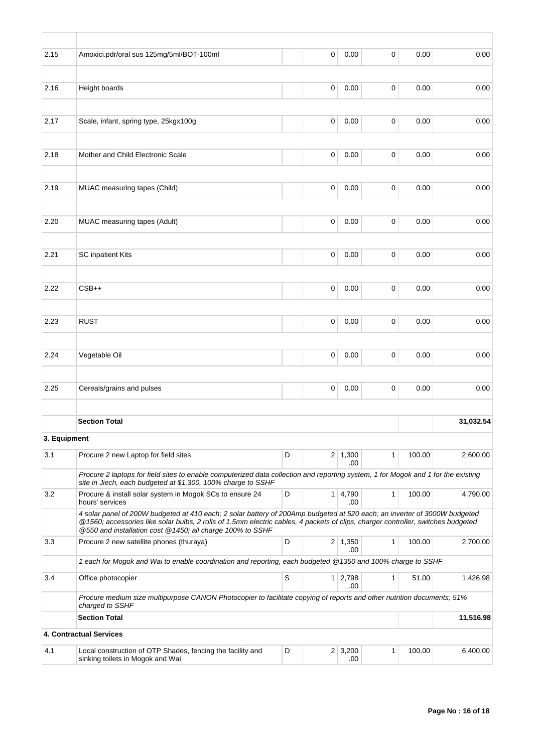| | | | | | | | | |
|---|---|---|---|---|---|---|---|---|
| 2.15 | Amoxici.pdr/oral sus 125mg/5ml/BOT-100ml | | 0 | 0.00 | 0 | 0.00 | | 0.00 |
| 2.16 | Height boards | | 0 | 0.00 | 0 | 0.00 | | 0.00 |
| 2.17 | Scale, infant, spring type, 25kgx100g | | 0 | 0.00 | 0 | 0.00 | | 0.00 |
| 2.18 | Mother and Child Electronic Scale | | 0 | 0.00 | 0 | 0.00 | | 0.00 |
| 2.19 | MUAC measuring tapes (Child) | | 0 | 0.00 | 0 | 0.00 | | 0.00 |
| 2.20 | MUAC measuring tapes (Adult) | | 0 | 0.00 | 0 | 0.00 | | 0.00 |
| 2.21 | SC inpatient Kits | | 0 | 0.00 | 0 | 0.00 | | 0.00 |
| 2.22 | CSB++ | | 0 | 0.00 | 0 | 0.00 | | 0.00 |
| 2.23 | RUST | | 0 | 0.00 | 0 | 0.00 | | 0.00 |
| 2.24 | Vegetable Oil | | 0 | 0.00 | 0 | 0.00 | | 0.00 |
| 2.25 | Cereals/grains and pulses | | 0 | 0.00 | 0 | 0.00 | | 0.00 |
| | **Section Total** | | | | | | | **31,032.54** |
| **3. Equipment** | | | | | | | | |
| 3.1 | Procure 2 new Laptop for field sites | D | 2 | 1,300.00 | 1 | 100.00 | | 2,600.00 |
| | *Procure 2 laptops for field sites to enable computerized data collection and reporting system, 1 for Mogok and 1 for the existing site in Jiech, each budgeted at $1,300, 100% charge to SSHF* | | | | | | | |
| 3.2 | Procure & install solar system in Mogok SCs to ensure 24 hours' services | D | 1 | 4,790.00 | 1 | 100.00 | | 4,790.00 |
| | *4 solar panel of 200W budgeted at 410 each; 2 solar battery of 200Amp budgeted at 520 each; an inverter of 3000W budgeted @1560; accessories like solar bulbs, 2 rolls of 1.5mm electric cables, 4 packets of clips, charger controller, switches budgeted @550 and installation cost @1450; all charge 100% to SSHF* | | | | | | | |
| 3.3 | Procure 2 new satellite phones (thuraya) | D | 2 | 1,350.00 | 1 | 100.00 | | 2,700.00 |
| | *1 each for Mogok and Wai to enable coordination and reporting, each budgeted @1350 and 100% charge to SSHF* | | | | | | | |
| 3.4 | Office photocopier | S | 1 | 2,798.00 | 1 | 51.00 | | 1,426.98 |
| | *Procure medium size multipurpose CANON Photocopier to facilitate copying of reports and other nutrition documents; 51% charged to SSHF* | | | | | | | |
| | **Section Total** | | | | | | | **11,516.98** |
| **4. Contractual Services** | | | | | | | | |
| 4.1 | Local construction of OTP Shades, fencing the facility and sinking toilets in Mogok and Wai | D | 2 | 3,200.00 | 1 | 100.00 | | 6,400.00 |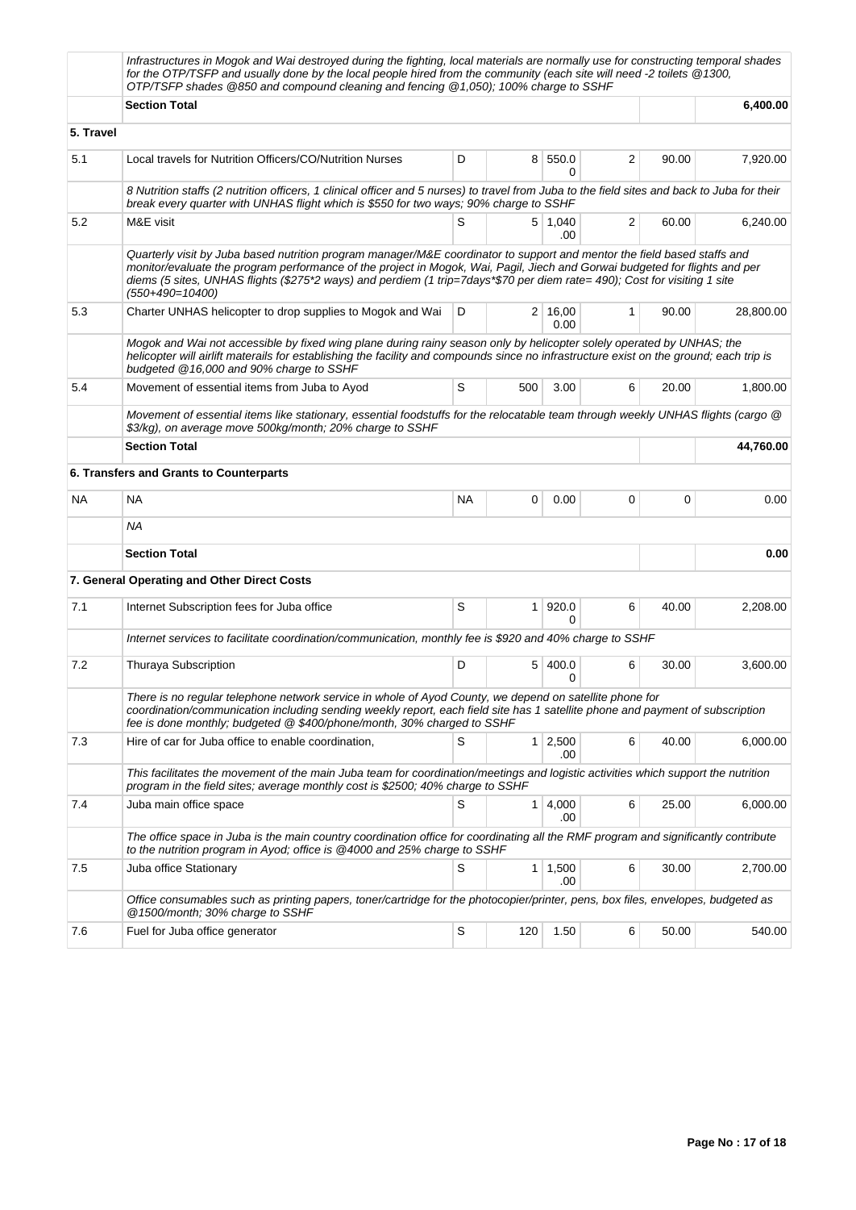| | | | | | | | |
|---|---|---|---|---|---|---|---|
| | *Infrastructures in Mogok and Wai destroyed during the fighting, local materials are normally use for constructing temporal shades for the OTP/TSFP and usually done by the local people hired from the community (each site will need -2 toilets @1300, OTP/TSFP shades @850 and compound cleaning and fencing @1,050); 100% charge to SSHF* | | | | | | |
| | **Section Total** | | | | | | **6,400.00** |
| **5. Travel** | | | | | | | |
| 5.1 | Local travels for Nutrition Officers/CO/Nutrition Nurses | D | 8 | 550.00 | 2 | 90.00 | 7,920.00 |
| | *8 Nutrition staffs (2 nutrition officers, 1 clinical officer and 5 nurses) to travel from Juba to the field sites and back to Juba for their break every quarter with UNHAS flight which is $550 for two ways; 90% charge to SSHF* | | | | | | |
| 5.2 | M&E visit | S | 5 | 1,040.00 | 2 | 60.00 | 6,240.00 |
| | *Quarterly visit by Juba based nutrition program manager/M&E coordinator to support and mentor the field based staffs and monitor/evaluate the program performance of the project in Mogok, Wai, Pagil, Jiech and Gorwai budgeted for flights and per diems (5 sites, UNHAS flights ($275*2 ways) and perdiem (1 trip=7days*$70 per diem rate= 490); Cost for visiting 1 site (550+490=10400)* | | | | | | |
| 5.3 | Charter UNHAS helicopter to drop supplies to Mogok and Wai | D | 2 | 16,000.00 | 1 | 90.00 | 28,800.00 |
| | *Mogok and Wai not accessible by fixed wing plane during rainy season only by helicopter solely operated by UNHAS; the helicopter will airlift materails for establishing the facility and compounds since no infrastructure exist on the ground; each trip is budgeted @16,000 and 90% charge to SSHF* | | | | | | |
| 5.4 | Movement of essential items from Juba to Ayod | S | 500 | 3.00 | 6 | 20.00 | 1,800.00 |
| | *Movement of essential items like stationary, essential foodstuffs for the relocatable team through weekly UNHAS flights (cargo @ $3/kg), on average move 500kg/month; 20% charge to SSHF* | | | | | | |
| | **Section Total** | | | | | | **44,760.00** |
| | **6. Transfers and Grants to Counterparts** | | | | | | |
| NA | NA | NA | 0 | 0.00 | 0 | 0 | 0.00 |
| | *NA* | | | | | | |
| | **Section Total** | | | | | | **0.00** |
| | **7. General Operating and Other Direct Costs** | | | | | | |
| 7.1 | Internet Subscription fees for Juba office | S | 1 | 920.00 | 6 | 40.00 | 2,208.00 |
| | *Internet services to facilitate coordination/communication, monthly fee is $920 and 40% charge to SSHF* | | | | | | |
| 7.2 | Thuraya Subscription | D | 5 | 400.00 | 6 | 30.00 | 3,600.00 |
| | *There is no regular telephone network service in whole of Ayod County, we depend on satellite phone for coordination/communication including sending weekly report, each field site has 1 satellite phone and payment of subscription fee is done monthly; budgeted @ $400/phone/month, 30% charged to SSHF* | | | | | | |
| 7.3 | Hire of car for Juba office to enable coordination, | S | 1 | 2,500.00 | 6 | 40.00 | 6,000.00 |
| | *This facilitates the movement of the main Juba team for coordination/meetings and logistic activities which support the nutrition program in the field sites; average monthly cost is $2500; 40% charge to SSHF* | | | | | | |
| 7.4 | Juba main office space | S | 1 | 4,000.00 | 6 | 25.00 | 6,000.00 |
| | *The office space in Juba is the main country coordination office for coordinating all the RMF program and significantly contribute to the nutrition program in Ayod; office is @4000 and 25% charge to SSHF* | | | | | | |
| 7.5 | Juba office Stationary | S | 1 | 1,500.00 | 6 | 30.00 | 2,700.00 |
| | *Office consumables such as printing papers, toner/cartridge for the photocopier/printer, pens, box files, envelopes, budgeted as @1500/month; 30% charge to SSHF* | | | | | | |
| 7.6 | Fuel for Juba office generator | S | 120 | 1.50 | 6 | 50.00 | 540.00 |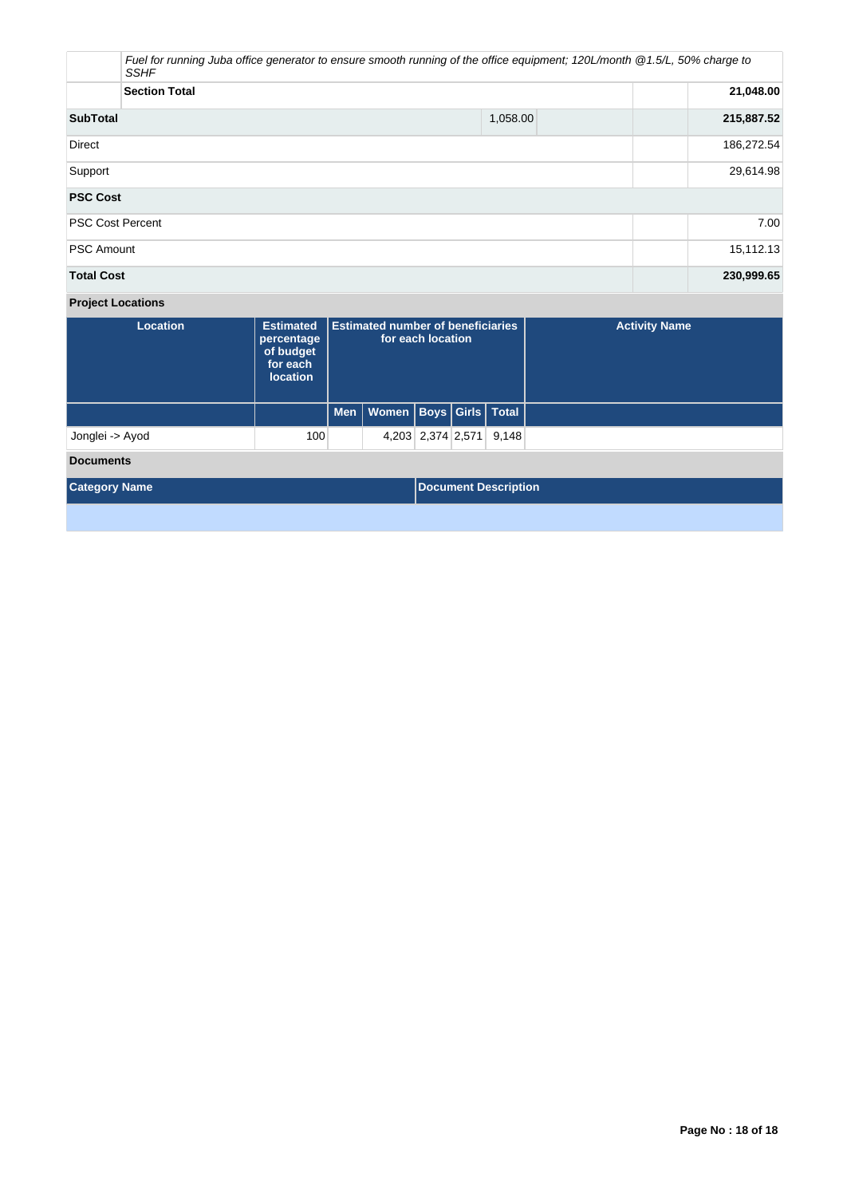| | | | | | |
|---|---|---|---|---|---|
| | *Fuel for running Juba office generator to ensure smooth running of the office equipment; 120L/month @1.5/L, 50% charge to SSHF* | | | | |
| | **Section Total** | | | | **21,048.00** |
| **SubTotal** | | 1,058.00 | | | **215,887.52** |
| Direct | | | | | 186,272.54 |
| Support | | | | | 29,614.98 |
| **PSC Cost** | | | | | |
| PSC Cost Percent | | | | | 7.00 |
| PSC Amount | | | | | 15,112.13 |
| **Total Cost** | | | | | **230,999.65** |

**Project Locations**

| Location | Estimated percentage of budget for each location | Estimated number of beneficiaries for each location | | | | | Activity Name |
|---|---|---|---|---|---|---|---|
| | | Men | Women | Boys | Girls | Total | |
| Jonglei -> Ayod | 100 | | 4,203 | 2,374 | 2,571 | 9,148 | |

**Documents**

| Category Name | Document Description |
|---|---|
| | |